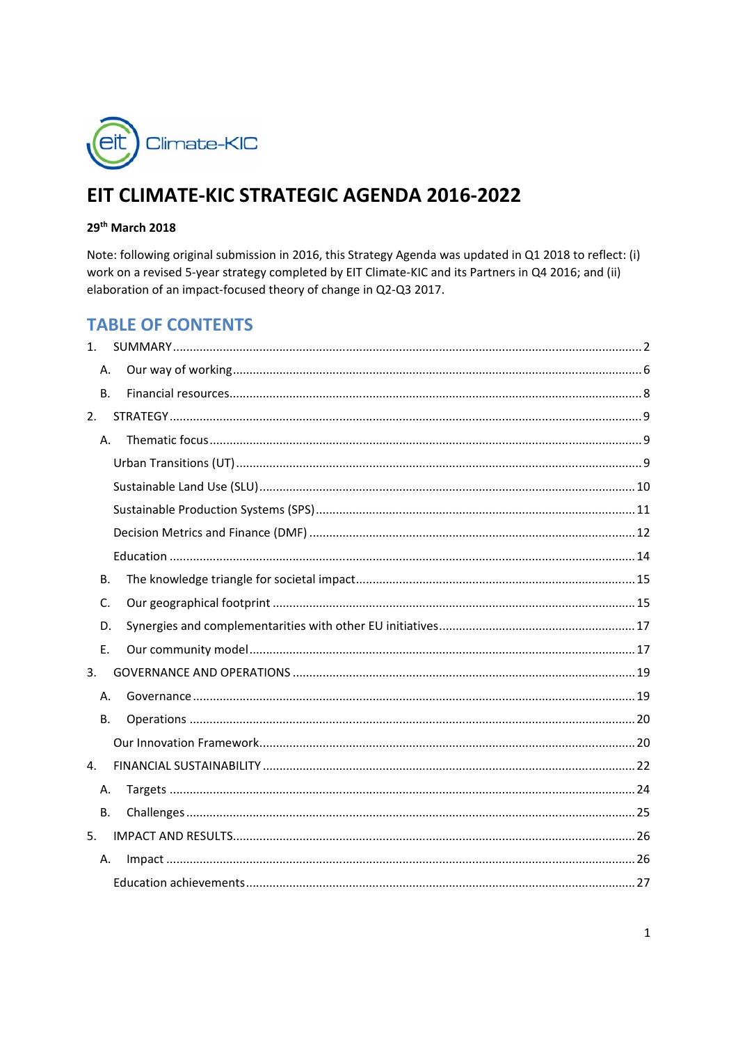# EIT CLIMATE-KIC STRATEGIC AGENDA 2016-2022

**29th March 2018**

Note: following original submission in 2016, this Strategy Agenda was updated in Q1 2018 to reflect: (i) work on a revised 5-year strategy completed by EIT Climate-KIC and its Partners in Q4 2016; and (ii) elaboration of an impact-focused theory of change in Q2-Q3 2017.

## TABLE OF CONTENTS

1. SUMMARY .......... 2
   - A. Our way of working .......... 6
   - B. Financial resources .......... 8
2. STRATEGY .......... 9
   - A. Thematic focus .......... 9
     - Urban Transitions (UT) .......... 9
     - Sustainable Land Use (SLU) .......... 10
     - Sustainable Production Systems (SPS) .......... 11
     - Decision Metrics and Finance (DMF) .......... 12
     - Education .......... 14
   - B. The knowledge triangle for societal impact .......... 15
   - C. Our geographical footprint .......... 15
   - D. Synergies and complementarities with other EU initiatives .......... 17
   - E. Our community model .......... 17
3. GOVERNANCE AND OPERATIONS .......... 19
   - A. Governance .......... 19
   - B. Operations .......... 20
     - Our Innovation Framework .......... 20
4. FINANCIAL SUSTAINABILITY .......... 22
   - A. Targets .......... 24
   - B. Challenges .......... 25
5. IMPACT AND RESULTS .......... 26
   - A. Impact .......... 26
     - Education achievements .......... 27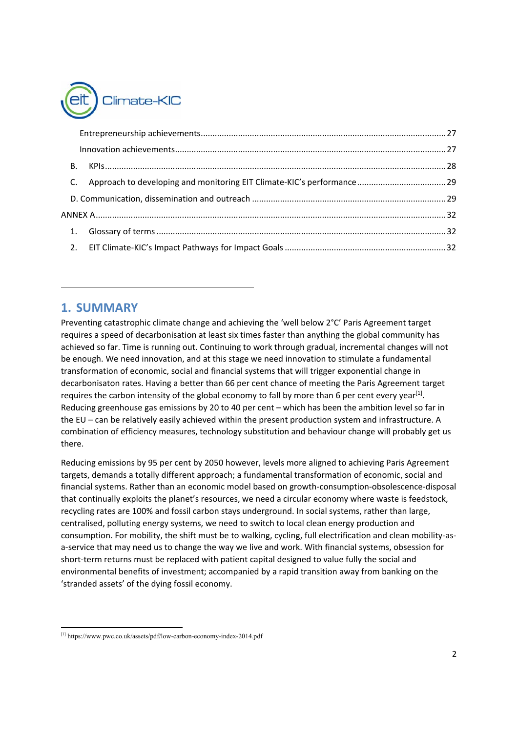Entrepreneurship achievements ........................................................................................... 27

Innovation achievements ..................................................................................................... 27

B. KPIs .................................................................................................................................. 28

C. Approach to developing and monitoring EIT Climate-KIC's performance ...................................... 29

D. Communication, dissemination and outreach ........................................................................ 29

ANNEX A ................................................................................................................................ 32

1. Glossary of terms ................................................................................................................ 32

2. EIT Climate-KIC's Impact Pathways for Impact Goals ..................................................................... 32

## 1. SUMMARY

Preventing catastrophic climate change and achieving the 'well below 2°C' Paris Agreement target requires a speed of decarbonisation at least six times faster than anything the global community has achieved so far. Time is running out. Continuing to work through gradual, incremental changes will not be enough. We need innovation, and at this stage we need innovation to stimulate a fundamental transformation of economic, social and financial systems that will trigger exponential change in decarbonisaton rates. Having a better than 66 per cent chance of meeting the Paris Agreement target requires the carbon intensity of the global economy to fall by more than 6 per cent every year[1]. Reducing greenhouse gas emissions by 20 to 40 per cent – which has been the ambition level so far in the EU – can be relatively easily achieved within the present production system and infrastructure. A combination of efficiency measures, technology substitution and behaviour change will probably get us there.

Reducing emissions by 95 per cent by 2050 however, levels more aligned to achieving Paris Agreement targets, demands a totally different approach; a fundamental transformation of economic, social and financial systems. Rather than an economic model based on growth-consumption-obsolescence-disposal that continually exploits the planet's resources, we need a circular economy where waste is feedstock, recycling rates are 100% and fossil carbon stays underground. In social systems, rather than large, centralised, polluting energy systems, we need to switch to local clean energy production and consumption. For mobility, the shift must be to walking, cycling, full electrification and clean mobility-as-a-service that may need us to change the way we live and work. With financial systems, obsession for short-term returns must be replaced with patient capital designed to value fully the social and environmental benefits of investment; accompanied by a rapid transition away from banking on the 'stranded assets' of the dying fossil economy.

[1] https://www.pwc.co.uk/assets/pdf/low-carbon-economy-index-2014.pdf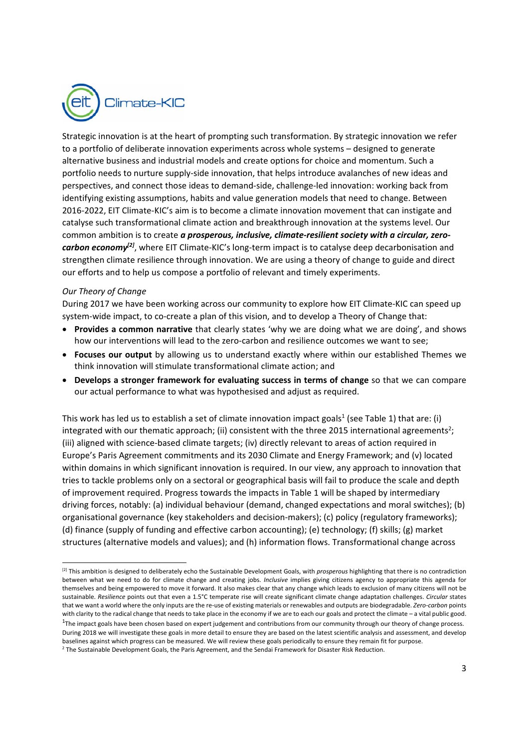Strategic innovation is at the heart of prompting such transformation. By strategic innovation we refer to a portfolio of deliberate innovation experiments across whole systems – designed to generate alternative business and industrial models and create options for choice and momentum. Such a portfolio needs to nurture supply-side innovation, that helps introduce avalanches of new ideas and perspectives, and connect those ideas to demand-side, challenge-led innovation: working back from identifying existing assumptions, habits and value generation models that need to change. Between 2016-2022, EIT Climate-KIC's aim is to become a climate innovation movement that can instigate and catalyse such transformational climate action and breakthrough innovation at the systems level. Our common ambition is to create ***a prosperous, inclusive, climate-resilient society with a circular, zero-carbon economy***[2], where EIT Climate-KIC's long-term impact is to catalyse deep decarbonisation and strengthen climate resilience through innovation. We are using a theory of change to guide and direct our efforts and to help us compose a portfolio of relevant and timely experiments.

*Our Theory of Change*

During 2017 we have been working across our community to explore how EIT Climate-KIC can speed up system-wide impact, to co-create a plan of this vision, and to develop a Theory of Change that:

- **Provides a common narrative** that clearly states 'why we are doing what we are doing', and shows how our interventions will lead to the zero-carbon and resilience outcomes we want to see;
- **Focuses our output** by allowing us to understand exactly where within our established Themes we think innovation will stimulate transformational climate action; and
- **Develops a stronger framework for evaluating success in terms of change** so that we can compare our actual performance to what was hypothesised and adjust as required.

This work has led us to establish a set of climate innovation impact goals[1] (see Table 1) that are: (i) integrated with our thematic approach; (ii) consistent with the three 2015 international agreements[2]; (iii) aligned with science-based climate targets; (iv) directly relevant to areas of action required in Europe's Paris Agreement commitments and its 2030 Climate and Energy Framework; and (v) located within domains in which significant innovation is required. In our view, any approach to innovation that tries to tackle problems only on a sectoral or geographical basis will fail to produce the scale and depth of improvement required. Progress towards the impacts in Table 1 will be shaped by intermediary driving forces, notably: (a) individual behaviour (demand, changed expectations and moral switches); (b) organisational governance (key stakeholders and decision-makers); (c) policy (regulatory frameworks); (d) finance (supply of funding and effective carbon accounting); (e) technology; (f) skills; (g) market structures (alternative models and values); and (h) information flows. Transformational change across

---

[2] This ambition is designed to deliberately echo the Sustainable Development Goals, with *prosperous* highlighting that there is no contradiction between what we need to do for climate change and creating jobs. *Inclusive* implies giving citizens agency to appropriate this agenda for themselves and being empowered to move it forward. It also makes clear that any change which leads to exclusion of many citizens will not be sustainable. *Resilience* points out that even a 1.5°C temperate rise will create significant climate change adaptation challenges. *Circular* states that we want a world where the only inputs are the re-use of existing materials or renewables and outputs are biodegradable. *Zero-carbon* points with clarity to the radical change that needs to take place in the economy if we are to each our goals and protect the climate – a vital public good.

[1] The impact goals have been chosen based on expert judgement and contributions from our community through our theory of change process. During 2018 we will investigate these goals in more detail to ensure they are based on the latest scientific analysis and assessment, and develop baselines against which progress can be measured. We will review these goals periodically to ensure they remain fit for purpose.

[2] The Sustainable Development Goals, the Paris Agreement, and the Sendai Framework for Disaster Risk Reduction.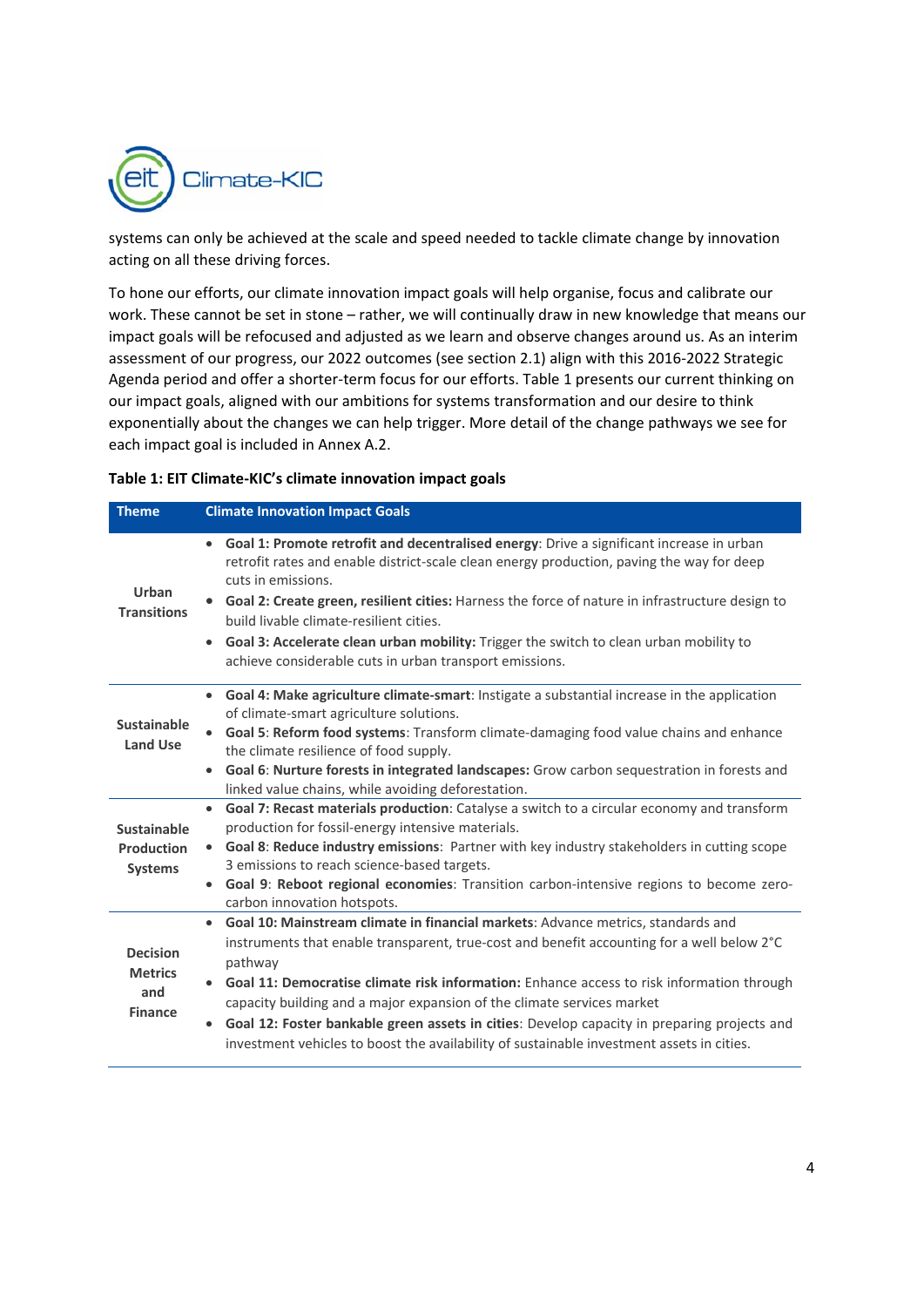systems can only be achieved at the scale and speed needed to tackle climate change by innovation acting on all these driving forces.

To hone our efforts, our climate innovation impact goals will help organise, focus and calibrate our work. These cannot be set in stone – rather, we will continually draw in new knowledge that means our impact goals will be refocused and adjusted as we learn and observe changes around us. As an interim assessment of our progress, our 2022 outcomes (see section 2.1) align with this 2016-2022 Strategic Agenda period and offer a shorter-term focus for our efforts. Table 1 presents our current thinking on our impact goals, aligned with our ambitions for systems transformation and our desire to think exponentially about the changes we can help trigger. More detail of the change pathways we see for each impact goal is included in Annex A.2.

**Table 1: EIT Climate-KIC's climate innovation impact goals**

| Theme | Climate Innovation Impact Goals |
|---|---|
| **Urban Transitions** | • **Goal 1: Promote retrofit and decentralised energy**: Drive a significant increase in urban retrofit rates and enable district-scale clean energy production, paving the way for deep cuts in emissions.<br>• **Goal 2: Create green, resilient cities:** Harness the force of nature in infrastructure design to build livable climate-resilient cities.<br>• **Goal 3: Accelerate clean urban mobility:** Trigger the switch to clean urban mobility to achieve considerable cuts in urban transport emissions. |
| **Sustainable Land Use** | • **Goal 4: Make agriculture climate-smart**: Instigate a substantial increase in the application of climate-smart agriculture solutions.<br>• **Goal 5**: **Reform food systems**: Transform climate-damaging food value chains and enhance the climate resilience of food supply.<br>• **Goal 6**: **Nurture forests in integrated landscapes:** Grow carbon sequestration in forests and linked value chains, while avoiding deforestation. |
| **Sustainable Production Systems** | • **Goal 7: Recast materials production**: Catalyse a switch to a circular economy and transform production for fossil-energy intensive materials.<br>• **Goal 8**: **Reduce industry emissions**: Partner with key industry stakeholders in cutting scope 3 emissions to reach science-based targets.<br>• **Goal 9**: **Reboot regional economies**: Transition carbon-intensive regions to become zero-carbon innovation hotspots. |
| **Decision Metrics and Finance** | • **Goal 10: Mainstream climate in financial markets**: Advance metrics, standards and instruments that enable transparent, true-cost and benefit accounting for a well below 2°C pathway<br>• **Goal 11: Democratise climate risk information:** Enhance access to risk information through capacity building and a major expansion of the climate services market<br>• **Goal 12: Foster bankable green assets in cities**: Develop capacity in preparing projects and investment vehicles to boost the availability of sustainable investment assets in cities. |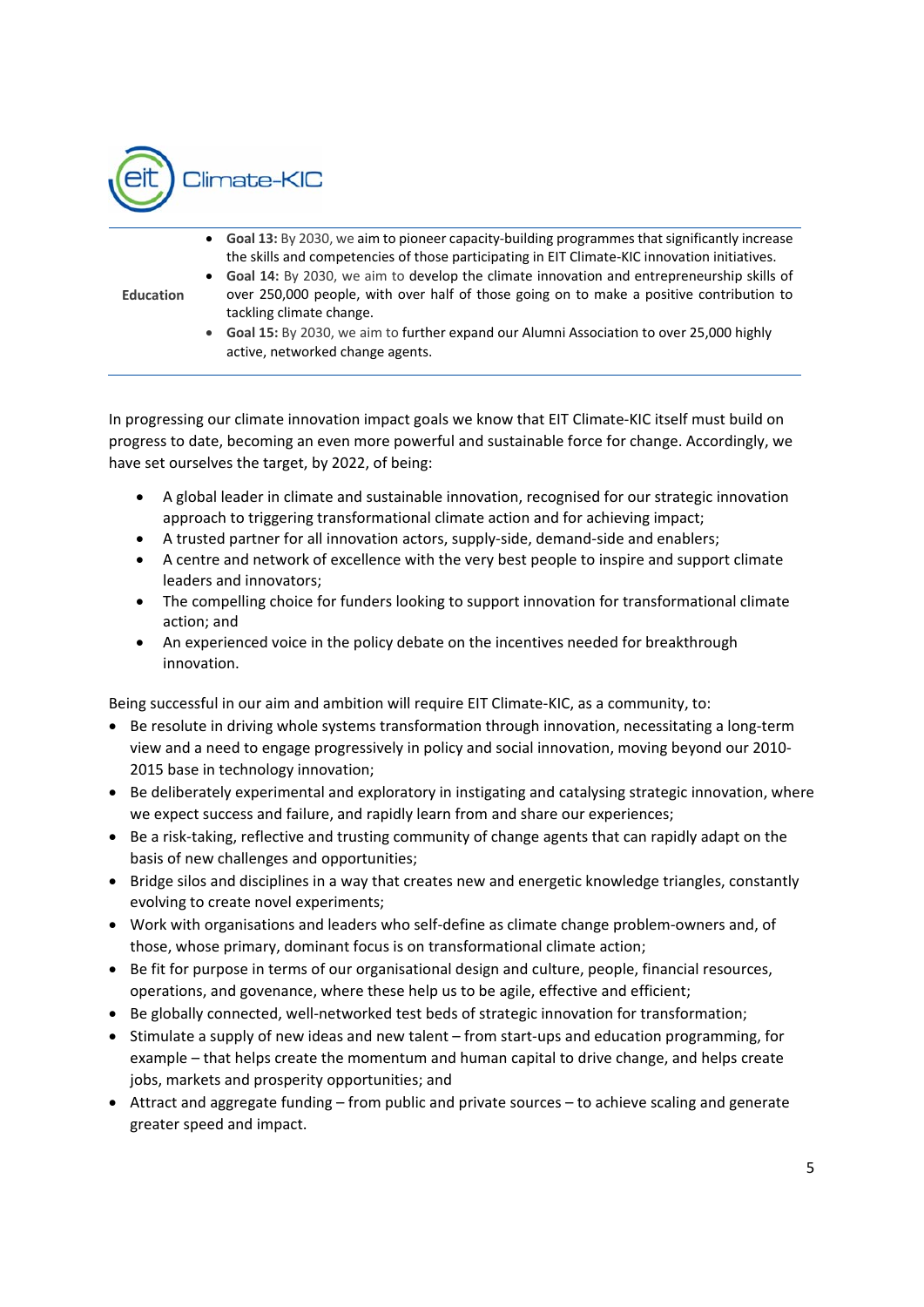| | |
|---|---|
| **Education** | • **Goal 13:** By 2030, we aim to pioneer capacity-building programmes that significantly increase the skills and competencies of those participating in EIT Climate-KIC innovation initiatives.<br>• **Goal 14:** By 2030, we aim to develop the climate innovation and entrepreneurship skills of over 250,000 people, with over half of those going on to make a positive contribution to tackling climate change.<br>• **Goal 15:** By 2030, we aim to further expand our Alumni Association to over 25,000 highly active, networked change agents. |

In progressing our climate innovation impact goals we know that EIT Climate-KIC itself must build on progress to date, becoming an even more powerful and sustainable force for change. Accordingly, we have set ourselves the target, by 2022, of being:

- A global leader in climate and sustainable innovation, recognised for our strategic innovation approach to triggering transformational climate action and for achieving impact;
- A trusted partner for all innovation actors, supply-side, demand-side and enablers;
- A centre and network of excellence with the very best people to inspire and support climate leaders and innovators;
- The compelling choice for funders looking to support innovation for transformational climate action; and
- An experienced voice in the policy debate on the incentives needed for breakthrough innovation.

Being successful in our aim and ambition will require EIT Climate-KIC, as a community, to:

- Be resolute in driving whole systems transformation through innovation, necessitating a long-term view and a need to engage progressively in policy and social innovation, moving beyond our 2010-2015 base in technology innovation;
- Be deliberately experimental and exploratory in instigating and catalysing strategic innovation, where we expect success and failure, and rapidly learn from and share our experiences;
- Be a risk-taking, reflective and trusting community of change agents that can rapidly adapt on the basis of new challenges and opportunities;
- Bridge silos and disciplines in a way that creates new and energetic knowledge triangles, constantly evolving to create novel experiments;
- Work with organisations and leaders who self-define as climate change problem-owners and, of those, whose primary, dominant focus is on transformational climate action;
- Be fit for purpose in terms of our organisational design and culture, people, financial resources, operations, and govenance, where these help us to be agile, effective and efficient;
- Be globally connected, well-networked test beds of strategic innovation for transformation;
- Stimulate a supply of new ideas and new talent – from start-ups and education programming, for example – that helps create the momentum and human capital to drive change, and helps create jobs, markets and prosperity opportunities; and
- Attract and aggregate funding – from public and private sources – to achieve scaling and generate greater speed and impact.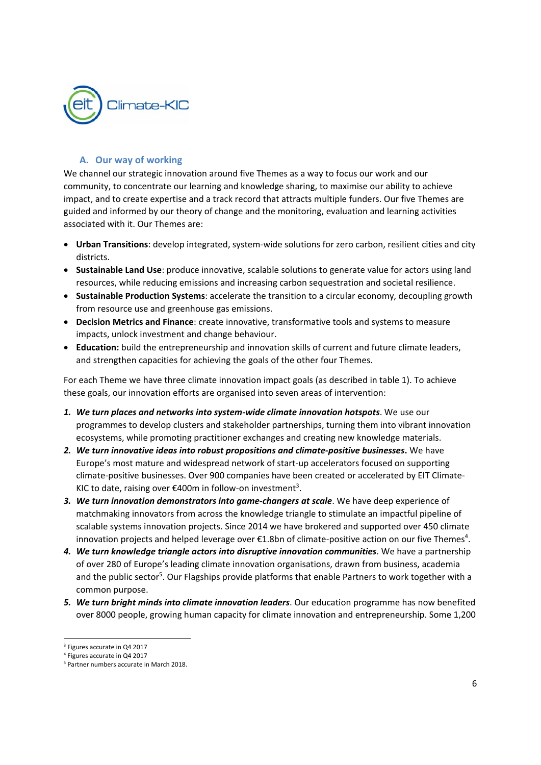## A. Our way of working

We channel our strategic innovation around five Themes as a way to focus our work and our community, to concentrate our learning and knowledge sharing, to maximise our ability to achieve impact, and to create expertise and a track record that attracts multiple funders. Our five Themes are guided and informed by our theory of change and the monitoring, evaluation and learning activities associated with it. Our Themes are:

- **Urban Transitions**: develop integrated, system-wide solutions for zero carbon, resilient cities and city districts.
- **Sustainable Land Use**: produce innovative, scalable solutions to generate value for actors using land resources, while reducing emissions and increasing carbon sequestration and societal resilience.
- **Sustainable Production Systems**: accelerate the transition to a circular economy, decoupling growth from resource use and greenhouse gas emissions.
- **Decision Metrics and Finance**: create innovative, transformative tools and systems to measure impacts, unlock investment and change behaviour.
- **Education:** build the entrepreneurship and innovation skills of current and future climate leaders, and strengthen capacities for achieving the goals of the other four Themes.

For each Theme we have three climate innovation impact goals (as described in table 1). To achieve these goals, our innovation efforts are organised into seven areas of intervention:

1. ***We turn places and networks into system-wide climate innovation hotspots***. We use our programmes to develop clusters and stakeholder partnerships, turning them into vibrant innovation ecosystems, while promoting practitioner exchanges and creating new knowledge materials.
2. ***We turn innovative ideas into robust propositions and climate-positive businesses***. We have Europe's most mature and widespread network of start-up accelerators focused on supporting climate-positive businesses. Over 900 companies have been created or accelerated by EIT Climate-KIC to date, raising over €400m in follow-on investment[3].
3. ***We turn innovation demonstrators into game-changers at scale***. We have deep experience of matchmaking innovators from across the knowledge triangle to stimulate an impactful pipeline of scalable systems innovation projects. Since 2014 we have brokered and supported over 450 climate innovation projects and helped leverage over €1.8bn of climate-positive action on our five Themes[4].
4. ***We turn knowledge triangle actors into disruptive innovation communities***. We have a partnership of over 280 of Europe's leading climate innovation organisations, drawn from business, academia and the public sector[5]. Our Flagships provide platforms that enable Partners to work together with a common purpose.
5. ***We turn bright minds into climate innovation leaders***. Our education programme has now benefited over 8000 people, growing human capacity for climate innovation and entrepreneurship. Some 1,200

---

[3] Figures accurate in Q4 2017

[4] Figures accurate in Q4 2017

[5] Partner numbers accurate in March 2018.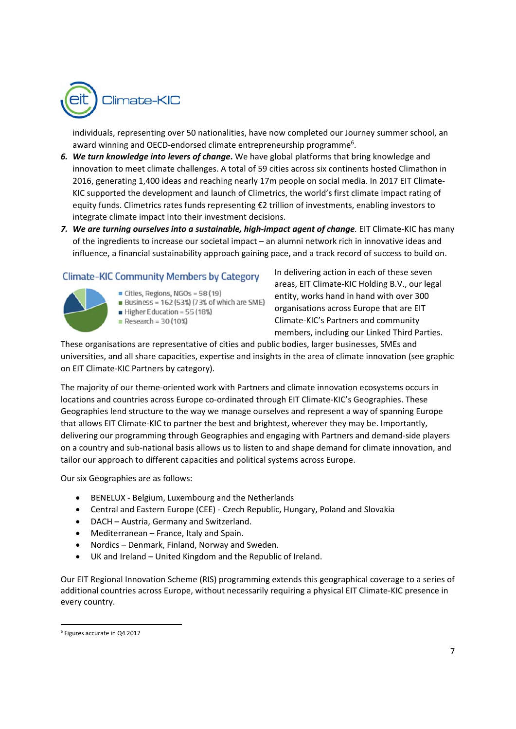individuals, representing over 50 nationalities, have now completed our Journey summer school, an award winning and OECD-endorsed climate entrepreneurship programme[6].

6. ***We turn knowledge into levers of change.*** We have global platforms that bring knowledge and innovation to meet climate challenges. A total of 59 cities across six continents hosted Climathon in 2016, generating 1,400 ideas and reaching nearly 17m people on social media. In 2017 EIT Climate-KIC supported the development and launch of Climetrics, the world's first climate impact rating of equity funds. Climetrics rates funds representing €2 trillion of investments, enabling investors to integrate climate impact into their investment decisions.
7. ***We are turning ourselves into a sustainable, high-impact agent of change.*** EIT Climate-KIC has many of the ingredients to increase our societal impact – an alumni network rich in innovative ideas and influence, a financial sustainability approach gaining pace, and a track record of success to build on.

**Climate-KIC Community Members by Category**

- Cities, Regions, NGOs = 58 (19)
- Business = 162 (53%) (73% of which are SME)
- Higher Education = 55 (18%)
- Research = 30 (10%)

In delivering action in each of these seven areas, EIT Climate-KIC Holding B.V., our legal entity, works hand in hand with over 300 organisations across Europe that are EIT Climate-KIC's Partners and community members, including our Linked Third Parties. These organisations are representative of cities and public bodies, larger businesses, SMEs and universities, and all share capacities, expertise and insights in the area of climate innovation (see graphic on EIT Climate-KIC Partners by category).

The majority of our theme-oriented work with Partners and climate innovation ecosystems occurs in locations and countries across Europe co-ordinated through EIT Climate-KIC's Geographies. These Geographies lend structure to the way we manage ourselves and represent a way of spanning Europe that allows EIT Climate-KIC to partner the best and brightest, wherever they may be. Importantly, delivering our programming through Geographies and engaging with Partners and demand-side players on a country and sub-national basis allows us to listen to and shape demand for climate innovation, and tailor our approach to different capacities and political systems across Europe.

Our six Geographies are as follows:

- BENELUX - Belgium, Luxembourg and the Netherlands
- Central and Eastern Europe (CEE) - Czech Republic, Hungary, Poland and Slovakia
- DACH – Austria, Germany and Switzerland.
- Mediterranean – France, Italy and Spain.
- Nordics – Denmark, Finland, Norway and Sweden.
- UK and Ireland – United Kingdom and the Republic of Ireland.

Our EIT Regional Innovation Scheme (RIS) programming extends this geographical coverage to a series of additional countries across Europe, without necessarily requiring a physical EIT Climate-KIC presence in every country.

[6] Figures accurate in Q4 2017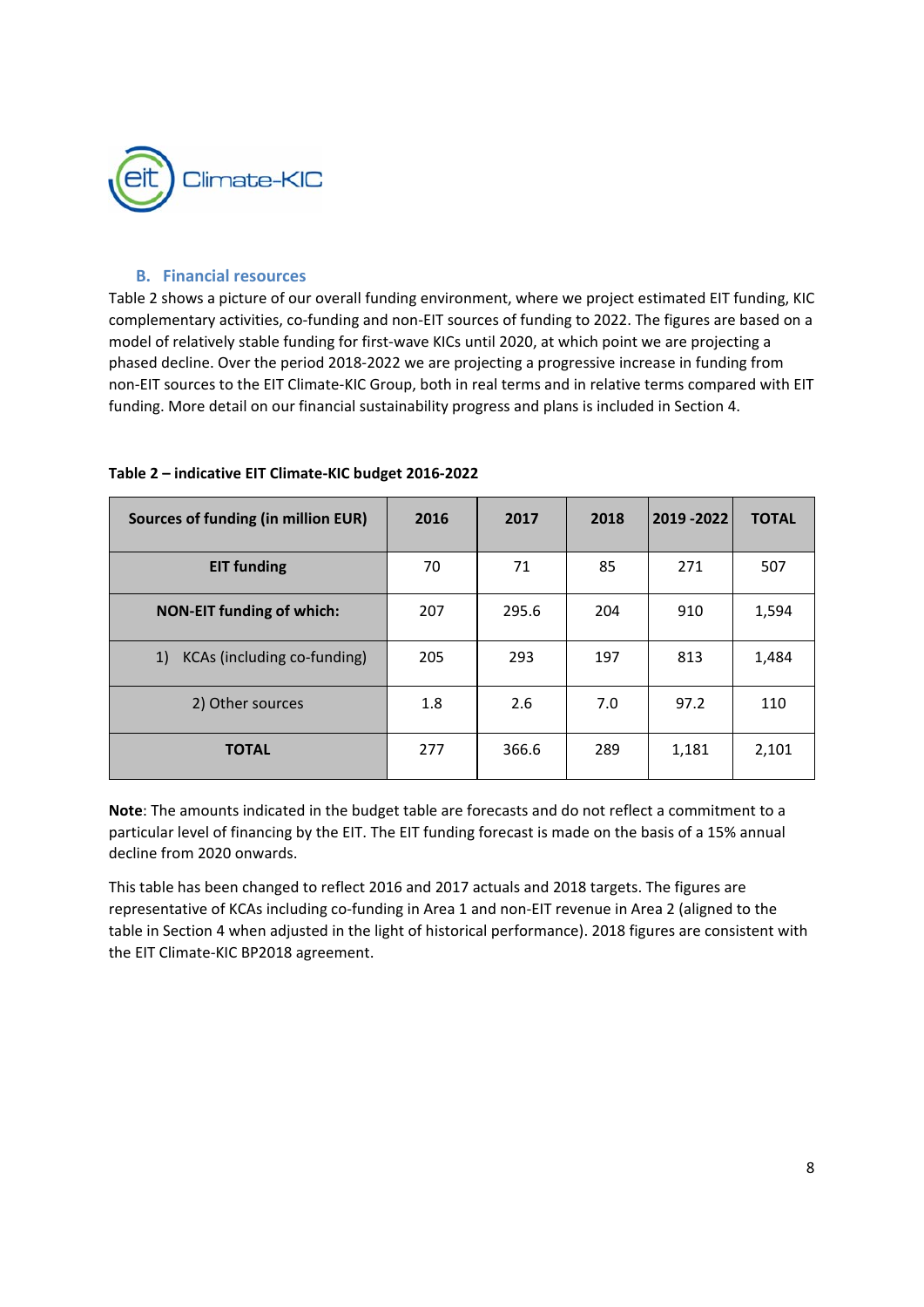### B. Financial resources

Table 2 shows a picture of our overall funding environment, where we project estimated EIT funding, KIC complementary activities, co-funding and non-EIT sources of funding to 2022. The figures are based on a model of relatively stable funding for first-wave KICs until 2020, at which point we are projecting a phased decline. Over the period 2018-2022 we are projecting a progressive increase in funding from non-EIT sources to the EIT Climate-KIC Group, both in real terms and in relative terms compared with EIT funding. More detail on our financial sustainability progress and plans is included in Section 4.

**Table 2 – indicative EIT Climate-KIC budget 2016-2022**

| Sources of funding (in million EUR) | 2016 | 2017 | 2018 | 2019 -2022 | TOTAL |
|---|---|---|---|---|---|
| **EIT funding** | 70 | 71 | 85 | 271 | 507 |
| **NON-EIT funding of which:** | 207 | 295.6 | 204 | 910 | 1,594 |
| 1) KCAs (including co-funding) | 205 | 293 | 197 | 813 | 1,484 |
| 2) Other sources | 1.8 | 2.6 | 7.0 | 97.2 | 110 |
| **TOTAL** | 277 | 366.6 | 289 | 1,181 | 2,101 |

**Note**: The amounts indicated in the budget table are forecasts and do not reflect a commitment to a particular level of financing by the EIT. The EIT funding forecast is made on the basis of a 15% annual decline from 2020 onwards.

This table has been changed to reflect 2016 and 2017 actuals and 2018 targets. The figures are representative of KCAs including co-funding in Area 1 and non-EIT revenue in Area 2 (aligned to the table in Section 4 when adjusted in the light of historical performance). 2018 figures are consistent with the EIT Climate-KIC BP2018 agreement.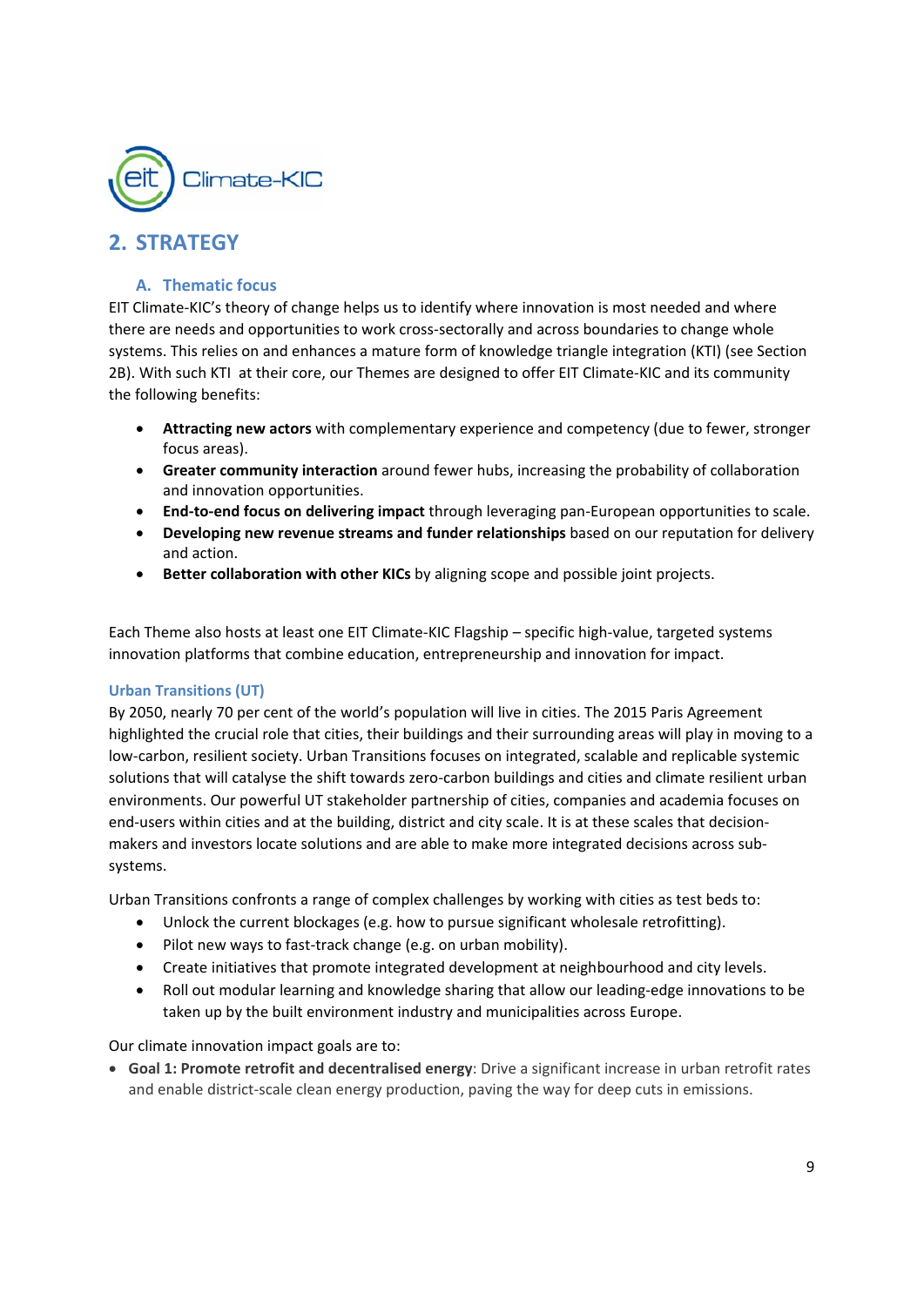## 2. STRATEGY

### A. Thematic focus

EIT Climate-KIC's theory of change helps us to identify where innovation is most needed and where there are needs and opportunities to work cross-sectorally and across boundaries to change whole systems. This relies on and enhances a mature form of knowledge triangle integration (KTI) (see Section 2B). With such KTI at their core, our Themes are designed to offer EIT Climate-KIC and its community the following benefits:

- **Attracting new actors** with complementary experience and competency (due to fewer, stronger focus areas).
- **Greater community interaction** around fewer hubs, increasing the probability of collaboration and innovation opportunities.
- **End-to-end focus on delivering impact** through leveraging pan-European opportunities to scale.
- **Developing new revenue streams and funder relationships** based on our reputation for delivery and action.
- **Better collaboration with other KICs** by aligning scope and possible joint projects.

Each Theme also hosts at least one EIT Climate-KIC Flagship – specific high-value, targeted systems innovation platforms that combine education, entrepreneurship and innovation for impact.

#### Urban Transitions (UT)

By 2050, nearly 70 per cent of the world's population will live in cities. The 2015 Paris Agreement highlighted the crucial role that cities, their buildings and their surrounding areas will play in moving to a low-carbon, resilient society. Urban Transitions focuses on integrated, scalable and replicable systemic solutions that will catalyse the shift towards zero-carbon buildings and cities and climate resilient urban environments. Our powerful UT stakeholder partnership of cities, companies and academia focuses on end-users within cities and at the building, district and city scale. It is at these scales that decision-makers and investors locate solutions and are able to make more integrated decisions across sub-systems.

Urban Transitions confronts a range of complex challenges by working with cities as test beds to:

- Unlock the current blockages (e.g. how to pursue significant wholesale retrofitting).
- Pilot new ways to fast-track change (e.g. on urban mobility).
- Create initiatives that promote integrated development at neighbourhood and city levels.
- Roll out modular learning and knowledge sharing that allow our leading-edge innovations to be taken up by the built environment industry and municipalities across Europe.

Our climate innovation impact goals are to:

- **Goal 1: Promote retrofit and decentralised energy**: Drive a significant increase in urban retrofit rates and enable district-scale clean energy production, paving the way for deep cuts in emissions.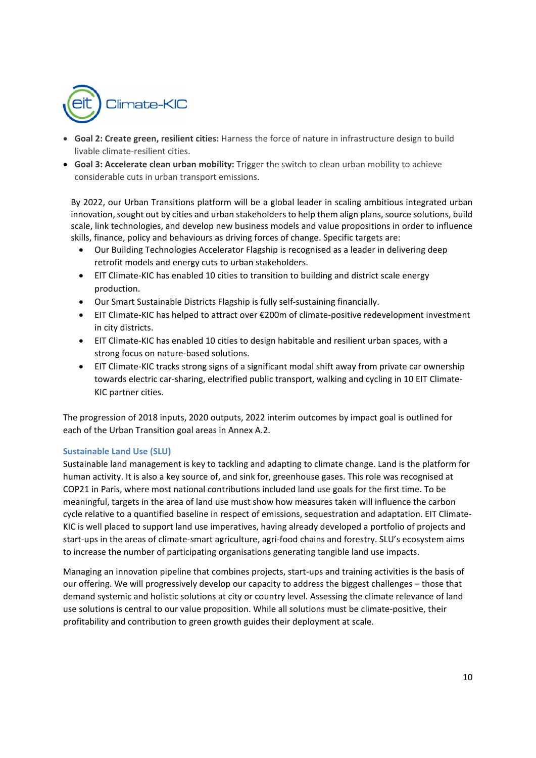- **Goal 2: Create green, resilient cities:** Harness the force of nature in infrastructure design to build livable climate-resilient cities.
- **Goal 3: Accelerate clean urban mobility:** Trigger the switch to clean urban mobility to achieve considerable cuts in urban transport emissions.

By 2022, our Urban Transitions platform will be a global leader in scaling ambitious integrated urban innovation, sought out by cities and urban stakeholders to help them align plans, source solutions, build scale, link technologies, and develop new business models and value propositions in order to influence skills, finance, policy and behaviours as driving forces of change. Specific targets are:

- Our Building Technologies Accelerator Flagship is recognised as a leader in delivering deep retrofit models and energy cuts to urban stakeholders.
- EIT Climate-KIC has enabled 10 cities to transition to building and district scale energy production.
- Our Smart Sustainable Districts Flagship is fully self-sustaining financially.
- EIT Climate-KIC has helped to attract over €200m of climate-positive redevelopment investment in city districts.
- EIT Climate-KIC has enabled 10 cities to design habitable and resilient urban spaces, with a strong focus on nature-based solutions.
- EIT Climate-KIC tracks strong signs of a significant modal shift away from private car ownership towards electric car-sharing, electrified public transport, walking and cycling in 10 EIT Climate-KIC partner cities.

The progression of 2018 inputs, 2020 outputs, 2022 interim outcomes by impact goal is outlined for each of the Urban Transition goal areas in Annex A.2.

### Sustainable Land Use (SLU)

Sustainable land management is key to tackling and adapting to climate change. Land is the platform for human activity. It is also a key source of, and sink for, greenhouse gases. This role was recognised at COP21 in Paris, where most national contributions included land use goals for the first time. To be meaningful, targets in the area of land use must show how measures taken will influence the carbon cycle relative to a quantified baseline in respect of emissions, sequestration and adaptation. EIT Climate-KIC is well placed to support land use imperatives, having already developed a portfolio of projects and start-ups in the areas of climate-smart agriculture, agri-food chains and forestry. SLU's ecosystem aims to increase the number of participating organisations generating tangible land use impacts.

Managing an innovation pipeline that combines projects, start-ups and training activities is the basis of our offering. We will progressively develop our capacity to address the biggest challenges – those that demand systemic and holistic solutions at city or country level. Assessing the climate relevance of land use solutions is central to our value proposition. While all solutions must be climate-positive, their profitability and contribution to green growth guides their deployment at scale.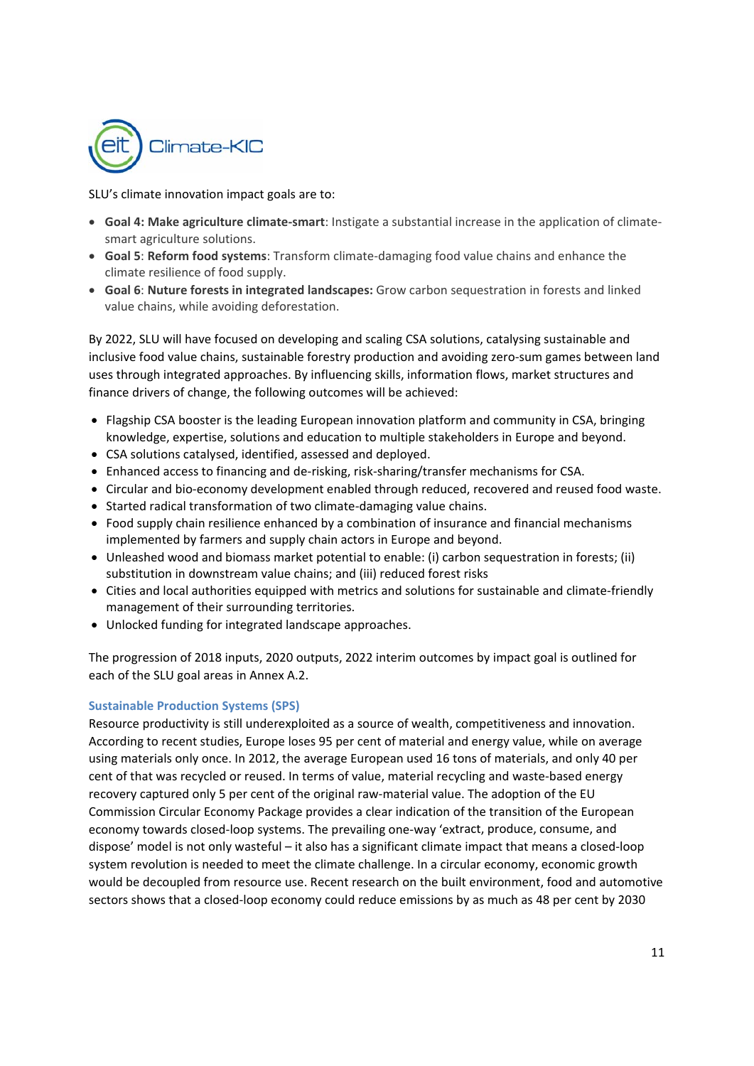SLU's climate innovation impact goals are to:

- **Goal 4: Make agriculture climate-smart**: Instigate a substantial increase in the application of climate-smart agriculture solutions.
- **Goal 5**: **Reform food systems**: Transform climate-damaging food value chains and enhance the climate resilience of food supply.
- **Goal 6**: **Nuture forests in integrated landscapes:** Grow carbon sequestration in forests and linked value chains, while avoiding deforestation.

By 2022, SLU will have focused on developing and scaling CSA solutions, catalysing sustainable and inclusive food value chains, sustainable forestry production and avoiding zero-sum games between land uses through integrated approaches. By influencing skills, information flows, market structures and finance drivers of change, the following outcomes will be achieved:

- Flagship CSA booster is the leading European innovation platform and community in CSA, bringing knowledge, expertise, solutions and education to multiple stakeholders in Europe and beyond.
- CSA solutions catalysed, identified, assessed and deployed.
- Enhanced access to financing and de-risking, risk-sharing/transfer mechanisms for CSA.
- Circular and bio-economy development enabled through reduced, recovered and reused food waste.
- Started radical transformation of two climate-damaging value chains.
- Food supply chain resilience enhanced by a combination of insurance and financial mechanisms implemented by farmers and supply chain actors in Europe and beyond.
- Unleashed wood and biomass market potential to enable: (i) carbon sequestration in forests; (ii) substitution in downstream value chains; and (iii) reduced forest risks
- Cities and local authorities equipped with metrics and solutions for sustainable and climate-friendly management of their surrounding territories.
- Unlocked funding for integrated landscape approaches.

The progression of 2018 inputs, 2020 outputs, 2022 interim outcomes by impact goal is outlined for each of the SLU goal areas in Annex A.2.

### Sustainable Production Systems (SPS)

Resource productivity is still underexploited as a source of wealth, competitiveness and innovation. According to recent studies, Europe loses 95 per cent of material and energy value, while on average using materials only once. In 2012, the average European used 16 tons of materials, and only 40 per cent of that was recycled or reused. In terms of value, material recycling and waste-based energy recovery captured only 5 per cent of the original raw-material value. The adoption of the EU Commission Circular Economy Package provides a clear indication of the transition of the European economy towards closed-loop systems. The prevailing one-way 'extract, produce, consume, and dispose' model is not only wasteful – it also has a significant climate impact that means a closed-loop system revolution is needed to meet the climate challenge. In a circular economy, economic growth would be decoupled from resource use. Recent research on the built environment, food and automotive sectors shows that a closed-loop economy could reduce emissions by as much as 48 per cent by 2030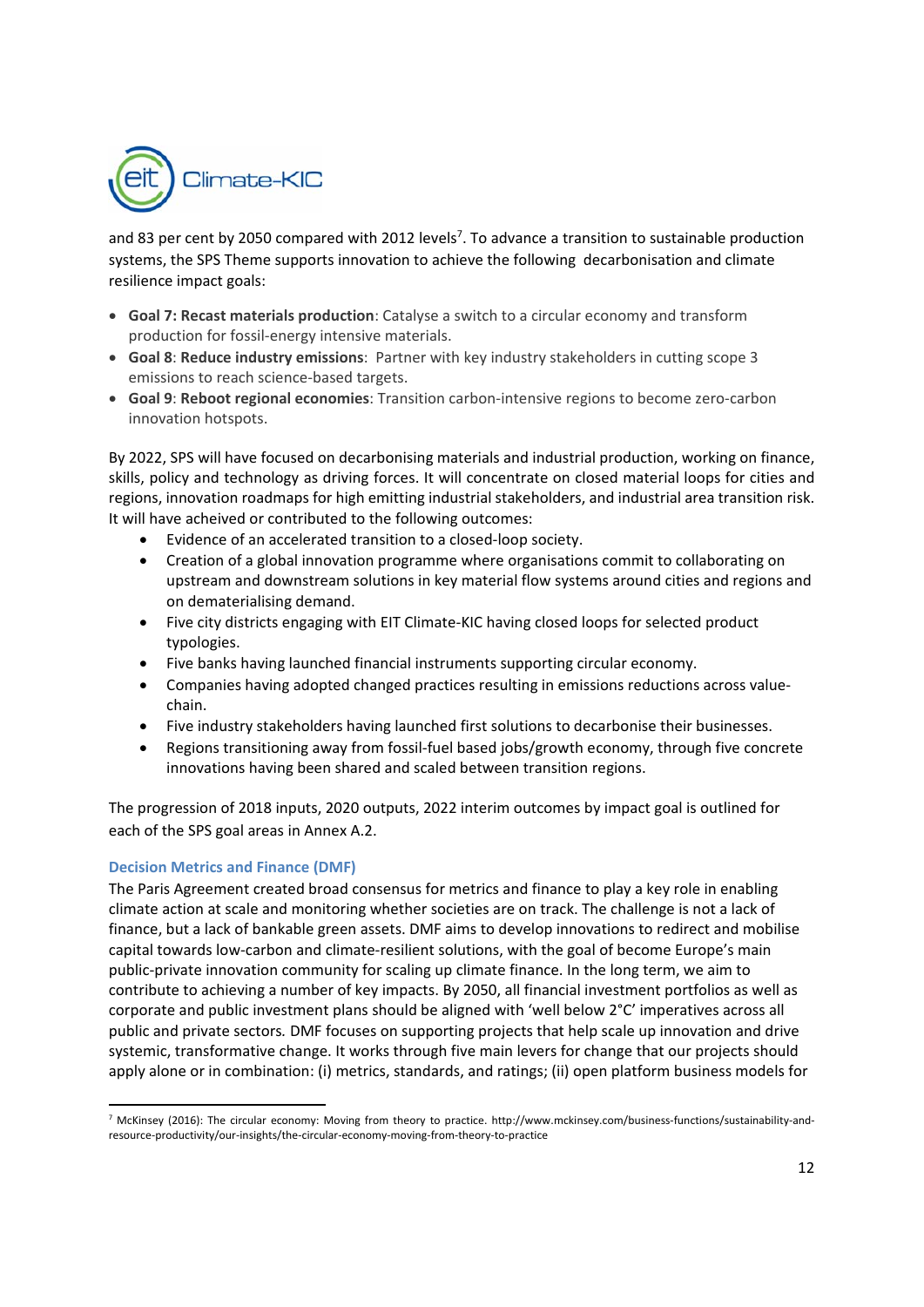and 83 per cent by 2050 compared with 2012 levels[7]. To advance a transition to sustainable production systems, the SPS Theme supports innovation to achieve the following decarbonisation and climate resilience impact goals:

- **Goal 7: Recast materials production**: Catalyse a switch to a circular economy and transform production for fossil-energy intensive materials.
- **Goal 8**: **Reduce industry emissions**: Partner with key industry stakeholders in cutting scope 3 emissions to reach science-based targets.
- **Goal 9**: **Reboot regional economies**: Transition carbon-intensive regions to become zero-carbon innovation hotspots.

By 2022, SPS will have focused on decarbonising materials and industrial production, working on finance, skills, policy and technology as driving forces. It will concentrate on closed material loops for cities and regions, innovation roadmaps for high emitting industrial stakeholders, and industrial area transition risk. It will have acheived or contributed to the following outcomes:

- Evidence of an accelerated transition to a closed-loop society.
- Creation of a global innovation programme where organisations commit to collaborating on upstream and downstream solutions in key material flow systems around cities and regions and on dematerialising demand.
- Five city districts engaging with EIT Climate-KIC having closed loops for selected product typologies.
- Five banks having launched financial instruments supporting circular economy.
- Companies having adopted changed practices resulting in emissions reductions across value-chain.
- Five industry stakeholders having launched first solutions to decarbonise their businesses.
- Regions transitioning away from fossil-fuel based jobs/growth economy, through five concrete innovations having been shared and scaled between transition regions.

The progression of 2018 inputs, 2020 outputs, 2022 interim outcomes by impact goal is outlined for each of the SPS goal areas in Annex A.2.

### Decision Metrics and Finance (DMF)

The Paris Agreement created broad consensus for metrics and finance to play a key role in enabling climate action at scale and monitoring whether societies are on track. The challenge is not a lack of finance, but a lack of bankable green assets. DMF aims to develop innovations to redirect and mobilise capital towards low-carbon and climate-resilient solutions, with the goal of become Europe's main public-private innovation community for scaling up climate finance. In the long term, we aim to contribute to achieving a number of key impacts. By 2050, all financial investment portfolios as well as corporate and public investment plans should be aligned with 'well below 2°C' imperatives across all public and private sectors. DMF focuses on supporting projects that help scale up innovation and drive systemic, transformative change. It works through five main levers for change that our projects should apply alone or in combination: (i) metrics, standards, and ratings; (ii) open platform business models for

[7] McKinsey (2016): The circular economy: Moving from theory to practice. http://www.mckinsey.com/business-functions/sustainability-and-resource-productivity/our-insights/the-circular-economy-moving-from-theory-to-practice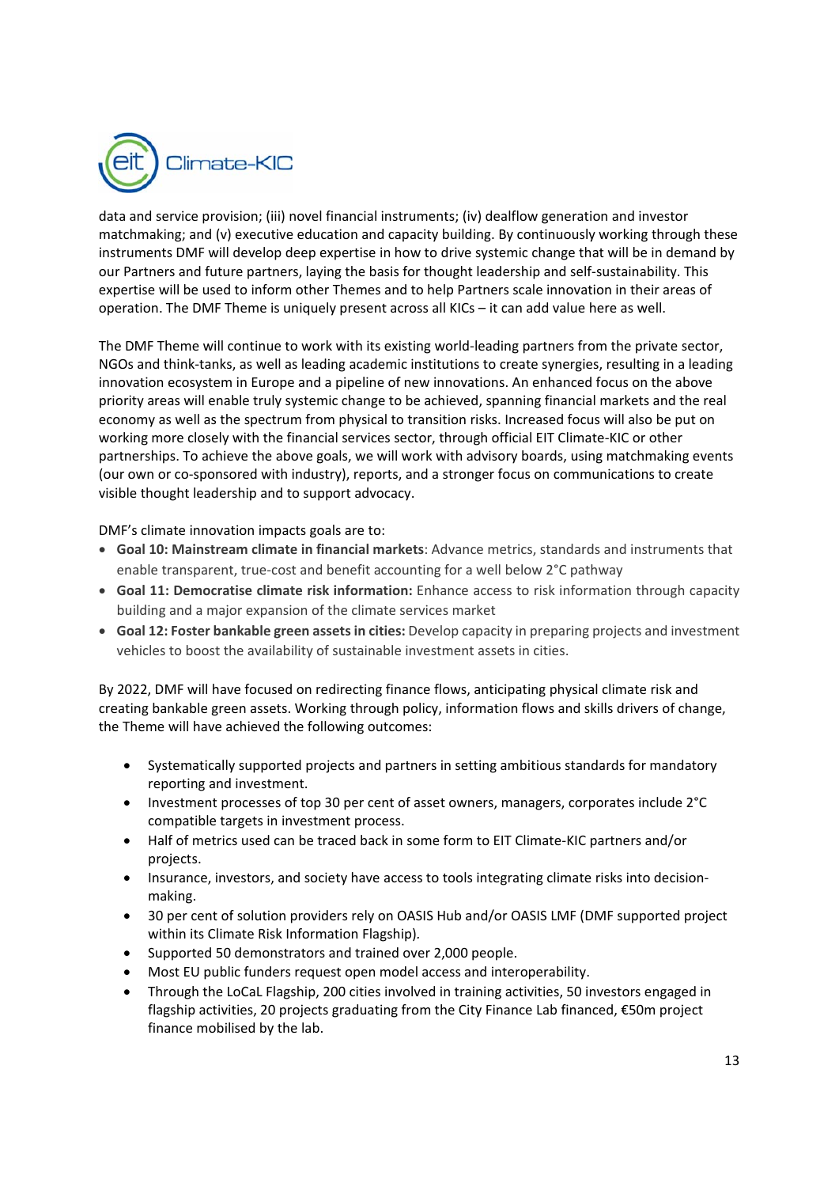data and service provision; (iii) novel financial instruments; (iv) dealflow generation and investor matchmaking; and (v) executive education and capacity building. By continuously working through these instruments DMF will develop deep expertise in how to drive systemic change that will be in demand by our Partners and future partners, laying the basis for thought leadership and self-sustainability. This expertise will be used to inform other Themes and to help Partners scale innovation in their areas of operation. The DMF Theme is uniquely present across all KICs – it can add value here as well.

The DMF Theme will continue to work with its existing world-leading partners from the private sector, NGOs and think-tanks, as well as leading academic institutions to create synergies, resulting in a leading innovation ecosystem in Europe and a pipeline of new innovations. An enhanced focus on the above priority areas will enable truly systemic change to be achieved, spanning financial markets and the real economy as well as the spectrum from physical to transition risks. Increased focus will also be put on working more closely with the financial services sector, through official EIT Climate-KIC or other partnerships. To achieve the above goals, we will work with advisory boards, using matchmaking events (our own or co-sponsored with industry), reports, and a stronger focus on communications to create visible thought leadership and to support advocacy.

DMF's climate innovation impacts goals are to:

- **Goal 10: Mainstream climate in financial markets**: Advance metrics, standards and instruments that enable transparent, true-cost and benefit accounting for a well below 2°C pathway
- **Goal 11: Democratise climate risk information:** Enhance access to risk information through capacity building and a major expansion of the climate services market
- **Goal 12: Foster bankable green assets in cities:** Develop capacity in preparing projects and investment vehicles to boost the availability of sustainable investment assets in cities.

By 2022, DMF will have focused on redirecting finance flows, anticipating physical climate risk and creating bankable green assets. Working through policy, information flows and skills drivers of change, the Theme will have achieved the following outcomes:

- Systematically supported projects and partners in setting ambitious standards for mandatory reporting and investment.
- Investment processes of top 30 per cent of asset owners, managers, corporates include 2°C compatible targets in investment process.
- Half of metrics used can be traced back in some form to EIT Climate-KIC partners and/or projects.
- Insurance, investors, and society have access to tools integrating climate risks into decision-making.
- 30 per cent of solution providers rely on OASIS Hub and/or OASIS LMF (DMF supported project within its Climate Risk Information Flagship).
- Supported 50 demonstrators and trained over 2,000 people.
- Most EU public funders request open model access and interoperability.
- Through the LoCaL Flagship, 200 cities involved in training activities, 50 investors engaged in flagship activities, 20 projects graduating from the City Finance Lab financed, €50m project finance mobilised by the lab.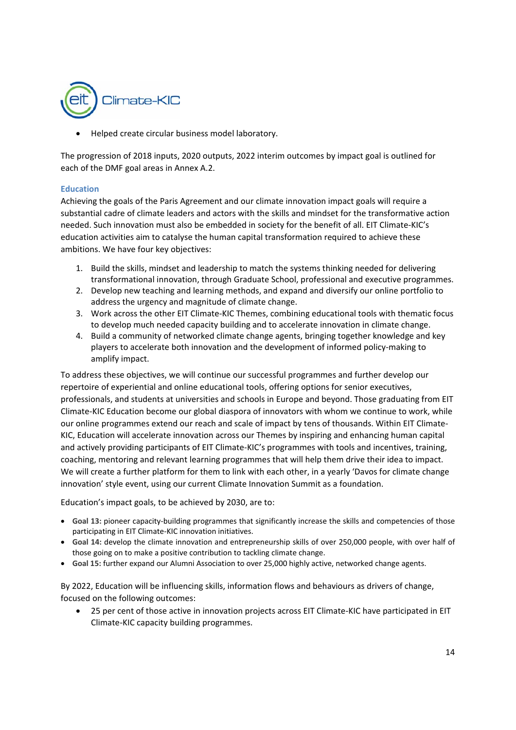- Helped create circular business model laboratory.

The progression of 2018 inputs, 2020 outputs, 2022 interim outcomes by impact goal is outlined for each of the DMF goal areas in Annex A.2.

### Education

Achieving the goals of the Paris Agreement and our climate innovation impact goals will require a substantial cadre of climate leaders and actors with the skills and mindset for the transformative action needed. Such innovation must also be embedded in society for the benefit of all. EIT Climate-KIC's education activities aim to catalyse the human capital transformation required to achieve these ambitions. We have four key objectives:

1. Build the skills, mindset and leadership to match the systems thinking needed for delivering transformational innovation, through Graduate School, professional and executive programmes.
2. Develop new teaching and learning methods, and expand and diversify our online portfolio to address the urgency and magnitude of climate change.
3. Work across the other EIT Climate-KIC Themes, combining educational tools with thematic focus to develop much needed capacity building and to accelerate innovation in climate change.
4. Build a community of networked climate change agents, bringing together knowledge and key players to accelerate both innovation and the development of informed policy-making to amplify impact.

To address these objectives, we will continue our successful programmes and further develop our repertoire of experiential and online educational tools, offering options for senior executives, professionals, and students at universities and schools in Europe and beyond. Those graduating from EIT Climate-KIC Education become our global diaspora of innovators with whom we continue to work, while our online programmes extend our reach and scale of impact by tens of thousands. Within EIT Climate-KIC, Education will accelerate innovation across our Themes by inspiring and enhancing human capital and actively providing participants of EIT Climate-KIC's programmes with tools and incentives, training, coaching, mentoring and relevant learning programmes that will help them drive their idea to impact. We will create a further platform for them to link with each other, in a yearly 'Davos for climate change innovation' style event, using our current Climate Innovation Summit as a foundation.

Education's impact goals, to be achieved by 2030, are to:

- **Goal 13:** pioneer capacity-building programmes that significantly increase the skills and competencies of those participating in EIT Climate-KIC innovation initiatives.
- **Goal 14:** develop the climate innovation and entrepreneurship skills of over 250,000 people, with over half of those going on to make a positive contribution to tackling climate change.
- **Goal 15:** further expand our Alumni Association to over 25,000 highly active, networked change agents.

By 2022, Education will be influencing skills, information flows and behaviours as drivers of change, focused on the following outcomes:

- 25 per cent of those active in innovation projects across EIT Climate-KIC have participated in EIT Climate-KIC capacity building programmes.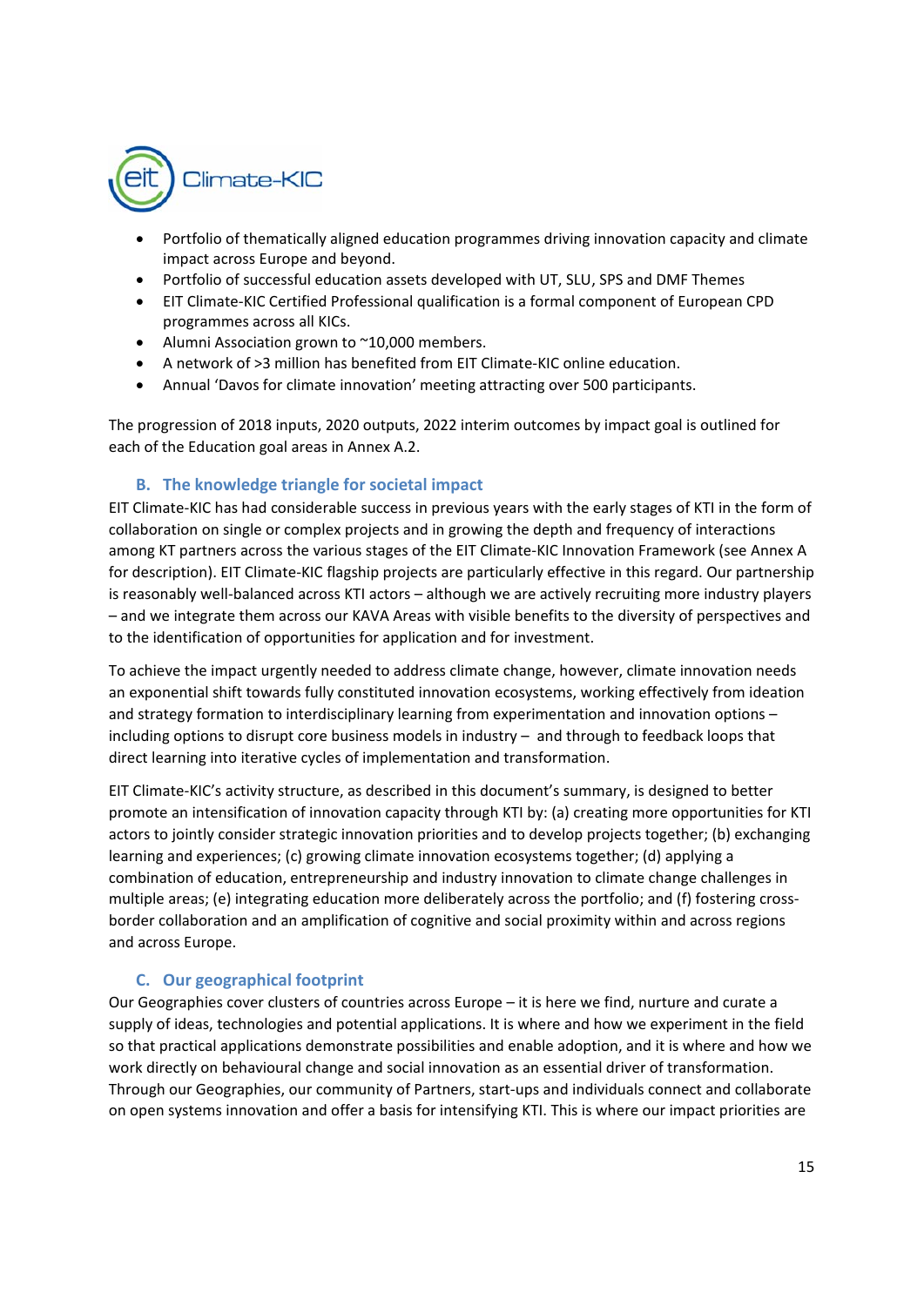- Portfolio of thematically aligned education programmes driving innovation capacity and climate impact across Europe and beyond.
- Portfolio of successful education assets developed with UT, SLU, SPS and DMF Themes
- EIT Climate-KIC Certified Professional qualification is a formal component of European CPD programmes across all KICs.
- Alumni Association grown to ~10,000 members.
- A network of >3 million has benefited from EIT Climate-KIC online education.
- Annual 'Davos for climate innovation' meeting attracting over 500 participants.

The progression of 2018 inputs, 2020 outputs, 2022 interim outcomes by impact goal is outlined for each of the Education goal areas in Annex A.2.

### B. The knowledge triangle for societal impact

EIT Climate-KIC has had considerable success in previous years with the early stages of KTI in the form of collaboration on single or complex projects and in growing the depth and frequency of interactions among KT partners across the various stages of the EIT Climate-KIC Innovation Framework (see Annex A for description). EIT Climate-KIC flagship projects are particularly effective in this regard. Our partnership is reasonably well-balanced across KTI actors – although we are actively recruiting more industry players – and we integrate them across our KAVA Areas with visible benefits to the diversity of perspectives and to the identification of opportunities for application and for investment.

To achieve the impact urgently needed to address climate change, however, climate innovation needs an exponential shift towards fully constituted innovation ecosystems, working effectively from ideation and strategy formation to interdisciplinary learning from experimentation and innovation options – including options to disrupt core business models in industry – and through to feedback loops that direct learning into iterative cycles of implementation and transformation.

EIT Climate-KIC's activity structure, as described in this document's summary, is designed to better promote an intensification of innovation capacity through KTI by: (a) creating more opportunities for KTI actors to jointly consider strategic innovation priorities and to develop projects together; (b) exchanging learning and experiences; (c) growing climate innovation ecosystems together; (d) applying a combination of education, entrepreneurship and industry innovation to climate change challenges in multiple areas; (e) integrating education more deliberately across the portfolio; and (f) fostering cross-border collaboration and an amplification of cognitive and social proximity within and across regions and across Europe.

### C. Our geographical footprint

Our Geographies cover clusters of countries across Europe – it is here we find, nurture and curate a supply of ideas, technologies and potential applications. It is where and how we experiment in the field so that practical applications demonstrate possibilities and enable adoption, and it is where and how we work directly on behavioural change and social innovation as an essential driver of transformation. Through our Geographies, our community of Partners, start-ups and individuals connect and collaborate on open systems innovation and offer a basis for intensifying KTI. This is where our impact priorities are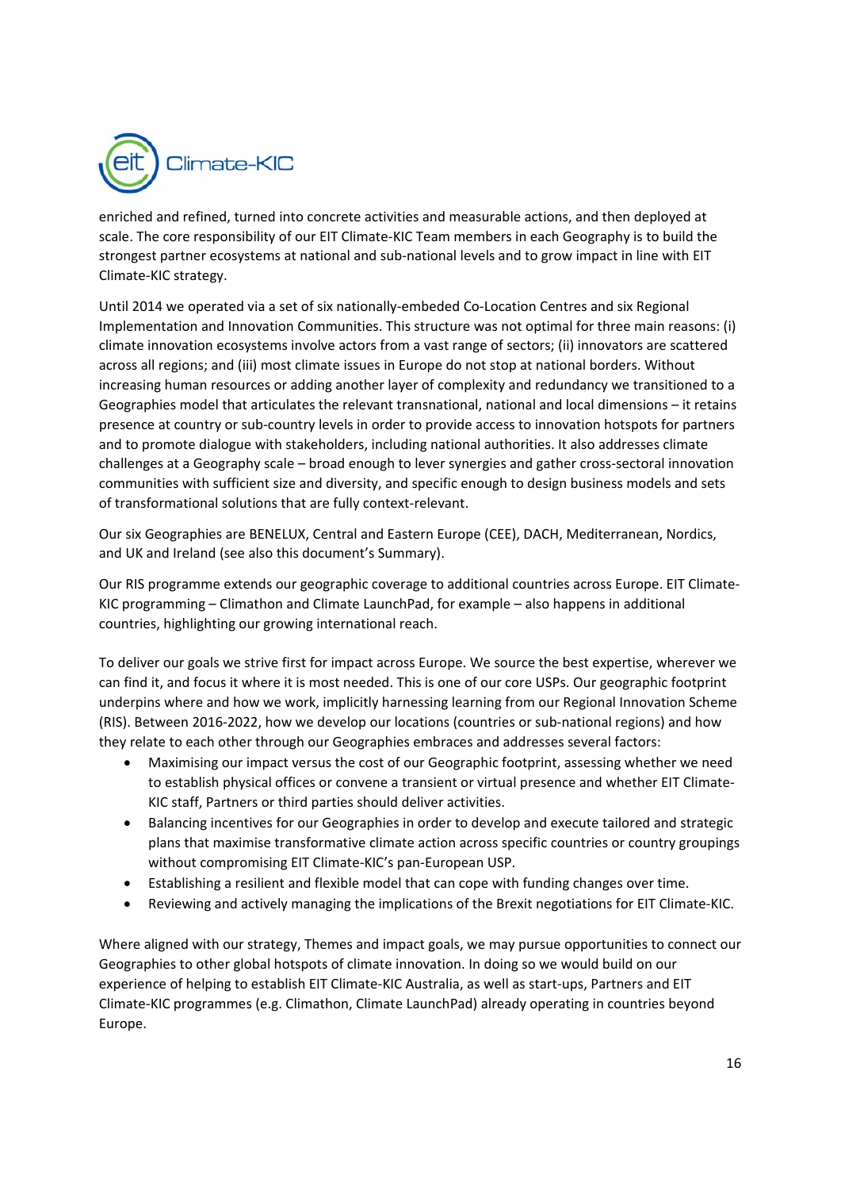enriched and refined, turned into concrete activities and measurable actions, and then deployed at scale. The core responsibility of our EIT Climate-KIC Team members in each Geography is to build the strongest partner ecosystems at national and sub-national levels and to grow impact in line with EIT Climate-KIC strategy.

Until 2014 we operated via a set of six nationally-embeded Co-Location Centres and six Regional Implementation and Innovation Communities. This structure was not optimal for three main reasons: (i) climate innovation ecosystems involve actors from a vast range of sectors; (ii) innovators are scattered across all regions; and (iii) most climate issues in Europe do not stop at national borders. Without increasing human resources or adding another layer of complexity and redundancy we transitioned to a Geographies model that articulates the relevant transnational, national and local dimensions – it retains presence at country or sub-country levels in order to provide access to innovation hotspots for partners and to promote dialogue with stakeholders, including national authorities. It also addresses climate challenges at a Geography scale – broad enough to lever synergies and gather cross-sectoral innovation communities with sufficient size and diversity, and specific enough to design business models and sets of transformational solutions that are fully context-relevant.

Our six Geographies are BENELUX, Central and Eastern Europe (CEE), DACH, Mediterranean, Nordics, and UK and Ireland (see also this document's Summary).

Our RIS programme extends our geographic coverage to additional countries across Europe. EIT Climate-KIC programming – Climathon and Climate LaunchPad, for example – also happens in additional countries, highlighting our growing international reach.

To deliver our goals we strive first for impact across Europe. We source the best expertise, wherever we can find it, and focus it where it is most needed. This is one of our core USPs. Our geographic footprint underpins where and how we work, implicitly harnessing learning from our Regional Innovation Scheme (RIS). Between 2016-2022, how we develop our locations (countries or sub-national regions) and how they relate to each other through our Geographies embraces and addresses several factors:

- Maximising our impact versus the cost of our Geographic footprint, assessing whether we need to establish physical offices or convene a transient or virtual presence and whether EIT Climate-KIC staff, Partners or third parties should deliver activities.
- Balancing incentives for our Geographies in order to develop and execute tailored and strategic plans that maximise transformative climate action across specific countries or country groupings without compromising EIT Climate-KIC's pan-European USP.
- Establishing a resilient and flexible model that can cope with funding changes over time.
- Reviewing and actively managing the implications of the Brexit negotiations for EIT Climate-KIC.

Where aligned with our strategy, Themes and impact goals, we may pursue opportunities to connect our Geographies to other global hotspots of climate innovation. In doing so we would build on our experience of helping to establish EIT Climate-KIC Australia, as well as start-ups, Partners and EIT Climate-KIC programmes (e.g. Climathon, Climate LaunchPad) already operating in countries beyond Europe.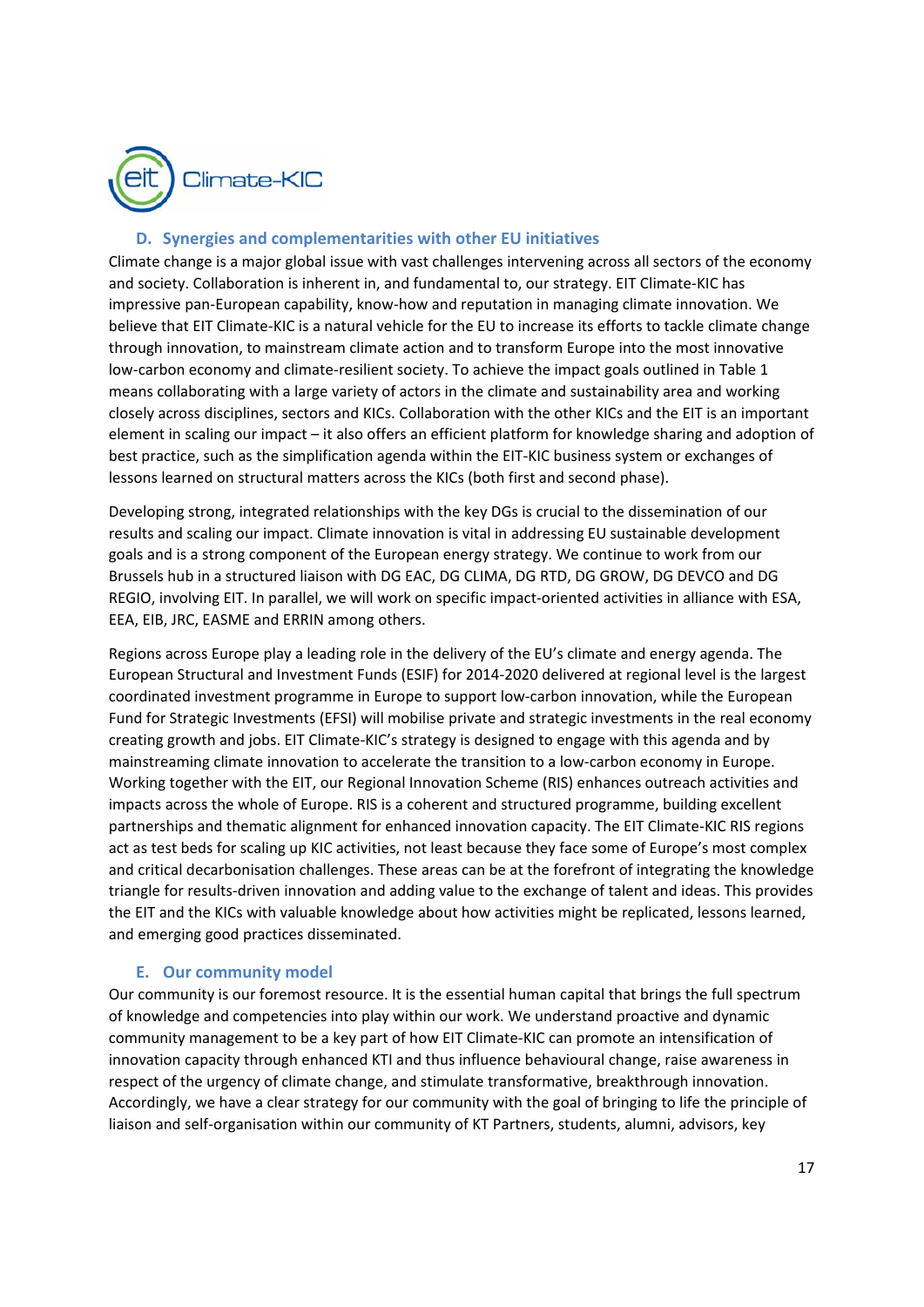### D. Synergies and complementarities with other EU initiatives

Climate change is a major global issue with vast challenges intervening across all sectors of the economy and society. Collaboration is inherent in, and fundamental to, our strategy. EIT Climate-KIC has impressive pan-European capability, know-how and reputation in managing climate innovation. We believe that EIT Climate-KIC is a natural vehicle for the EU to increase its efforts to tackle climate change through innovation, to mainstream climate action and to transform Europe into the most innovative low-carbon economy and climate-resilient society. To achieve the impact goals outlined in Table 1 means collaborating with a large variety of actors in the climate and sustainability area and working closely across disciplines, sectors and KICs. Collaboration with the other KICs and the EIT is an important element in scaling our impact – it also offers an efficient platform for knowledge sharing and adoption of best practice, such as the simplification agenda within the EIT-KIC business system or exchanges of lessons learned on structural matters across the KICs (both first and second phase).

Developing strong, integrated relationships with the key DGs is crucial to the dissemination of our results and scaling our impact. Climate innovation is vital in addressing EU sustainable development goals and is a strong component of the European energy strategy. We continue to work from our Brussels hub in a structured liaison with DG EAC, DG CLIMA, DG RTD, DG GROW, DG DEVCO and DG REGIO, involving EIT. In parallel, we will work on specific impact-oriented activities in alliance with ESA, EEA, EIB, JRC, EASME and ERRIN among others.

Regions across Europe play a leading role in the delivery of the EU's climate and energy agenda. The European Structural and Investment Funds (ESIF) for 2014-2020 delivered at regional level is the largest coordinated investment programme in Europe to support low-carbon innovation, while the European Fund for Strategic Investments (EFSI) will mobilise private and strategic investments in the real economy creating growth and jobs. EIT Climate-KIC's strategy is designed to engage with this agenda and by mainstreaming climate innovation to accelerate the transition to a low-carbon economy in Europe. Working together with the EIT, our Regional Innovation Scheme (RIS) enhances outreach activities and impacts across the whole of Europe. RIS is a coherent and structured programme, building excellent partnerships and thematic alignment for enhanced innovation capacity. The EIT Climate-KIC RIS regions act as test beds for scaling up KIC activities, not least because they face some of Europe's most complex and critical decarbonisation challenges. These areas can be at the forefront of integrating the knowledge triangle for results-driven innovation and adding value to the exchange of talent and ideas. This provides the EIT and the KICs with valuable knowledge about how activities might be replicated, lessons learned, and emerging good practices disseminated.

### E. Our community model

Our community is our foremost resource. It is the essential human capital that brings the full spectrum of knowledge and competencies into play within our work. We understand proactive and dynamic community management to be a key part of how EIT Climate-KIC can promote an intensification of innovation capacity through enhanced KTI and thus influence behavioural change, raise awareness in respect of the urgency of climate change, and stimulate transformative, breakthrough innovation. Accordingly, we have a clear strategy for our community with the goal of bringing to life the principle of liaison and self-organisation within our community of KT Partners, students, alumni, advisors, key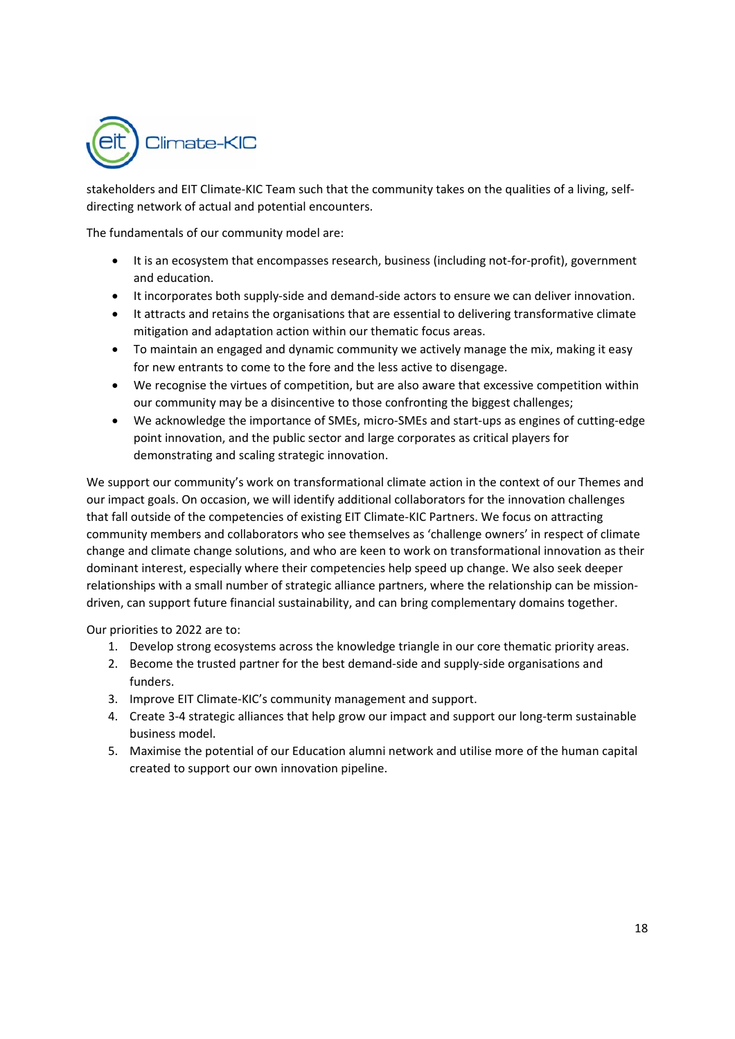stakeholders and EIT Climate-KIC Team such that the community takes on the qualities of a living, self-directing network of actual and potential encounters.

The fundamentals of our community model are:

- It is an ecosystem that encompasses research, business (including not-for-profit), government and education.
- It incorporates both supply-side and demand-side actors to ensure we can deliver innovation.
- It attracts and retains the organisations that are essential to delivering transformative climate mitigation and adaptation action within our thematic focus areas.
- To maintain an engaged and dynamic community we actively manage the mix, making it easy for new entrants to come to the fore and the less active to disengage.
- We recognise the virtues of competition, but are also aware that excessive competition within our community may be a disincentive to those confronting the biggest challenges;
- We acknowledge the importance of SMEs, micro-SMEs and start-ups as engines of cutting-edge point innovation, and the public sector and large corporates as critical players for demonstrating and scaling strategic innovation.

We support our community's work on transformational climate action in the context of our Themes and our impact goals. On occasion, we will identify additional collaborators for the innovation challenges that fall outside of the competencies of existing EIT Climate-KIC Partners. We focus on attracting community members and collaborators who see themselves as 'challenge owners' in respect of climate change and climate change solutions, and who are keen to work on transformational innovation as their dominant interest, especially where their competencies help speed up change. We also seek deeper relationships with a small number of strategic alliance partners, where the relationship can be mission-driven, can support future financial sustainability, and can bring complementary domains together.

Our priorities to 2022 are to:

1. Develop strong ecosystems across the knowledge triangle in our core thematic priority areas.
2. Become the trusted partner for the best demand-side and supply-side organisations and funders.
3. Improve EIT Climate-KIC's community management and support.
4. Create 3-4 strategic alliances that help grow our impact and support our long-term sustainable business model.
5. Maximise the potential of our Education alumni network and utilise more of the human capital created to support our own innovation pipeline.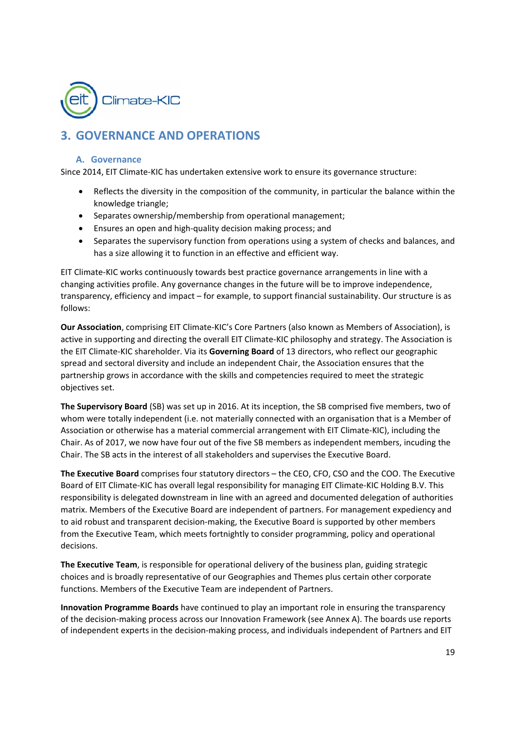## 3. GOVERNANCE AND OPERATIONS

### A. Governance

Since 2014, EIT Climate-KIC has undertaken extensive work to ensure its governance structure:

- Reflects the diversity in the composition of the community, in particular the balance within the knowledge triangle;
- Separates ownership/membership from operational management;
- Ensures an open and high-quality decision making process; and
- Separates the supervisory function from operations using a system of checks and balances, and has a size allowing it to function in an effective and efficient way.

EIT Climate-KIC works continuously towards best practice governance arrangements in line with a changing activities profile. Any governance changes in the future will be to improve independence, transparency, efficiency and impact – for example, to support financial sustainability. Our structure is as follows:

**Our Association**, comprising EIT Climate-KIC's Core Partners (also known as Members of Association), is active in supporting and directing the overall EIT Climate-KIC philosophy and strategy. The Association is the EIT Climate-KIC shareholder. Via its **Governing Board** of 13 directors, who reflect our geographic spread and sectoral diversity and include an independent Chair, the Association ensures that the partnership grows in accordance with the skills and competencies required to meet the strategic objectives set.

**The Supervisory Board** (SB) was set up in 2016. At its inception, the SB comprised five members, two of whom were totally independent (i.e. not materially connected with an organisation that is a Member of Association or otherwise has a material commercial arrangement with EIT Climate-KIC), including the Chair. As of 2017, we now have four out of the five SB members as independent members, incuding the Chair. The SB acts in the interest of all stakeholders and supervises the Executive Board.

**The Executive Board** comprises four statutory directors – the CEO, CFO, CSO and the COO. The Executive Board of EIT Climate-KIC has overall legal responsibility for managing EIT Climate-KIC Holding B.V. This responsibility is delegated downstream in line with an agreed and documented delegation of authorities matrix. Members of the Executive Board are independent of partners. For management expediency and to aid robust and transparent decision-making, the Executive Board is supported by other members from the Executive Team, which meets fortnightly to consider programming, policy and operational decisions.

**The Executive Team**, is responsible for operational delivery of the business plan, guiding strategic choices and is broadly representative of our Geographies and Themes plus certain other corporate functions. Members of the Executive Team are independent of Partners.

**Innovation Programme Boards** have continued to play an important role in ensuring the transparency of the decision-making process across our Innovation Framework (see Annex A). The boards use reports of independent experts in the decision-making process, and individuals independent of Partners and EIT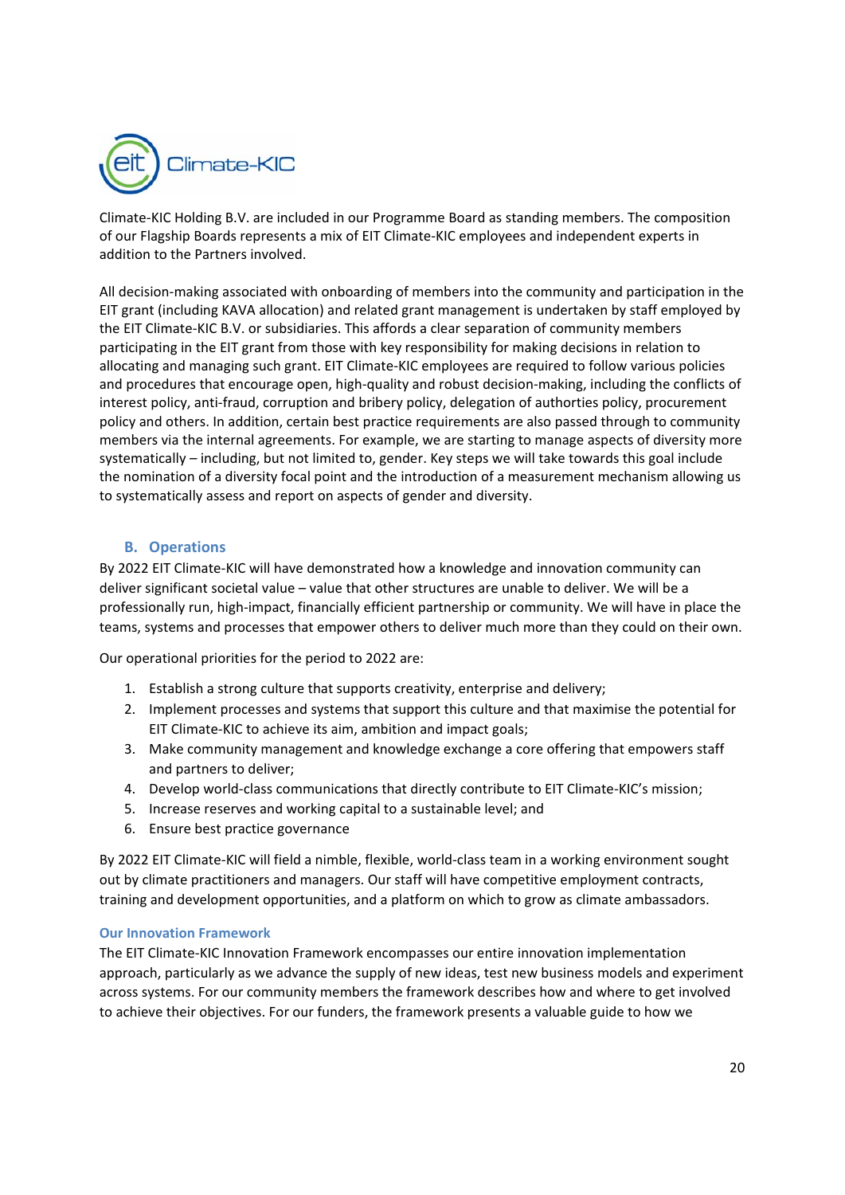Climate-KIC Holding B.V. are included in our Programme Board as standing members. The composition of our Flagship Boards represents a mix of EIT Climate-KIC employees and independent experts in addition to the Partners involved.

All decision-making associated with onboarding of members into the community and participation in the EIT grant (including KAVA allocation) and related grant management is undertaken by staff employed by the EIT Climate-KIC B.V. or subsidiaries. This affords a clear separation of community members participating in the EIT grant from those with key responsibility for making decisions in relation to allocating and managing such grant. EIT Climate-KIC employees are required to follow various policies and procedures that encourage open, high-quality and robust decision-making, including the conflicts of interest policy, anti-fraud, corruption and bribery policy, delegation of authorities policy, procurement policy and others. In addition, certain best practice requirements are also passed through to community members via the internal agreements. For example, we are starting to manage aspects of diversity more systematically – including, but not limited to, gender. Key steps we will take towards this goal include the nomination of a diversity focal point and the introduction of a measurement mechanism allowing us to systematically assess and report on aspects of gender and diversity.

## B. Operations

By 2022 EIT Climate-KIC will have demonstrated how a knowledge and innovation community can deliver significant societal value – value that other structures are unable to deliver. We will be a professionally run, high-impact, financially efficient partnership or community. We will have in place the teams, systems and processes that empower others to deliver much more than they could on their own.

Our operational priorities for the period to 2022 are:

1. Establish a strong culture that supports creativity, enterprise and delivery;
2. Implement processes and systems that support this culture and that maximise the potential for EIT Climate-KIC to achieve its aim, ambition and impact goals;
3. Make community management and knowledge exchange a core offering that empowers staff and partners to deliver;
4. Develop world-class communications that directly contribute to EIT Climate-KIC's mission;
5. Increase reserves and working capital to a sustainable level; and
6. Ensure best practice governance

By 2022 EIT Climate-KIC will field a nimble, flexible, world-class team in a working environment sought out by climate practitioners and managers. Our staff will have competitive employment contracts, training and development opportunities, and a platform on which to grow as climate ambassadors.

### Our Innovation Framework

The EIT Climate-KIC Innovation Framework encompasses our entire innovation implementation approach, particularly as we advance the supply of new ideas, test new business models and experiment across systems. For our community members the framework describes how and where to get involved to achieve their objectives. For our funders, the framework presents a valuable guide to how we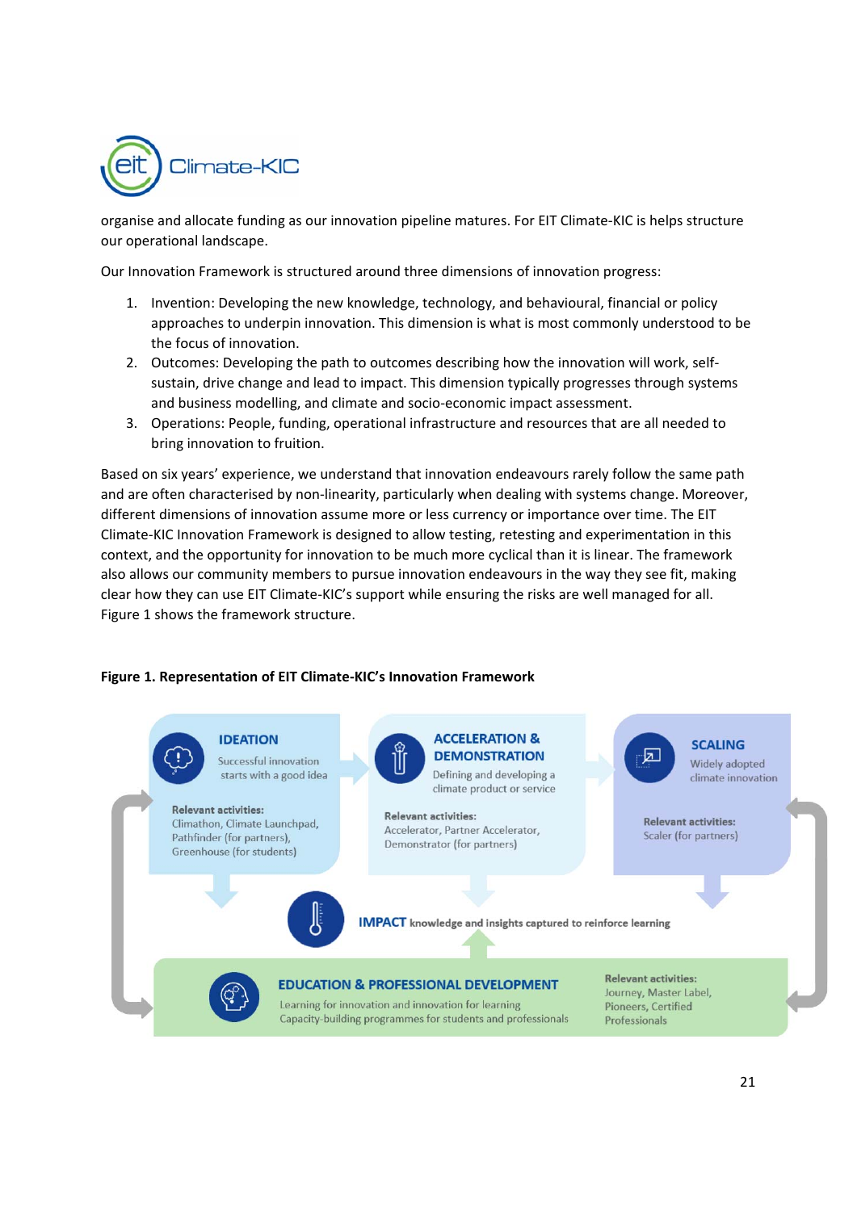organise and allocate funding as our innovation pipeline matures. For EIT Climate-KIC is helps structure our operational landscape.

Our Innovation Framework is structured around three dimensions of innovation progress:

1. Invention: Developing the new knowledge, technology, and behavioural, financial or policy approaches to underpin innovation. This dimension is what is most commonly understood to be the focus of innovation.
2. Outcomes: Developing the path to outcomes describing how the innovation will work, self-sustain, drive change and lead to impact. This dimension typically progresses through systems and business modelling, and climate and socio-economic impact assessment.
3. Operations: People, funding, operational infrastructure and resources that are all needed to bring innovation to fruition.

Based on six years' experience, we understand that innovation endeavours rarely follow the same path and are often characterised by non-linearity, particularly when dealing with systems change. Moreover, different dimensions of innovation assume more or less currency or importance over time. The EIT Climate-KIC Innovation Framework is designed to allow testing, retesting and experimentation in this context, and the opportunity for innovation to be much more cyclical than it is linear. The framework also allows our community members to pursue innovation endeavours in the way they see fit, making clear how they can use EIT Climate-KIC's support while ensuring the risks are well managed for all. Figure 1 shows the framework structure.

**Figure 1. Representation of EIT Climate-KIC's Innovation Framework**

**IDEATION**
Successful innovation starts with a good idea

Relevant activities:
Climathon, Climate Launchpad, Pathfinder (for partners), Greenhouse (for students)

**ACCELERATION & DEMONSTRATION**
Defining and developing a climate product or service

Relevant activities:
Accelerator, Partner Accelerator, Demonstrator (for partners)

**SCALING**
Widely adopted climate innovation

Relevant activities:
Scaler (for partners)

**IMPACT** knowledge and insights captured to reinforce learning

**EDUCATION & PROFESSIONAL DEVELOPMENT**
Learning for innovation and innovation for learning
Capacity-building programmes for students and professionals

Relevant activities:
Journey, Master Label, Pioneers, Certified Professionals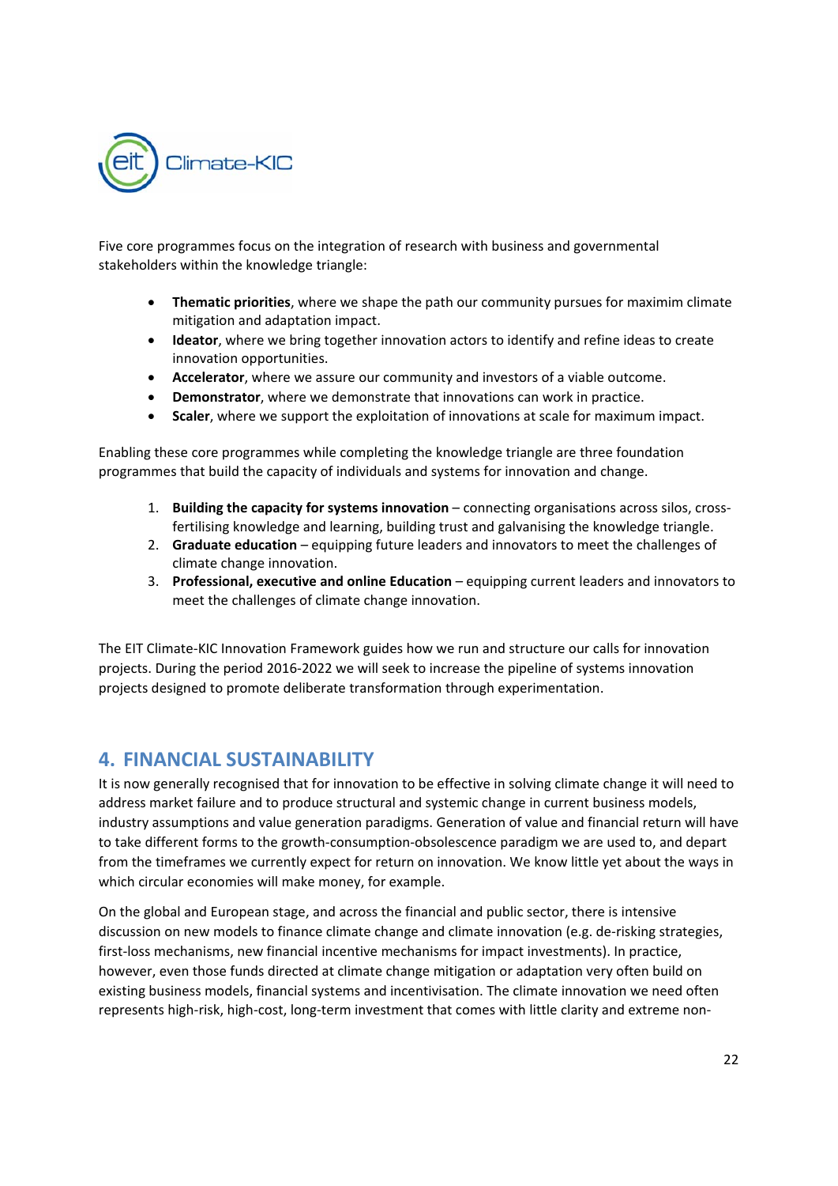Five core programmes focus on the integration of research with business and governmental stakeholders within the knowledge triangle:

- **Thematic priorities**, where we shape the path our community pursues for maximim climate mitigation and adaptation impact.
- **Ideator**, where we bring together innovation actors to identify and refine ideas to create innovation opportunities.
- **Accelerator**, where we assure our community and investors of a viable outcome.
- **Demonstrator**, where we demonstrate that innovations can work in practice.
- **Scaler**, where we support the exploitation of innovations at scale for maximum impact.

Enabling these core programmes while completing the knowledge triangle are three foundation programmes that build the capacity of individuals and systems for innovation and change.

1. **Building the capacity for systems innovation** – connecting organisations across silos, cross-fertilising knowledge and learning, building trust and galvanising the knowledge triangle.
2. **Graduate education** – equipping future leaders and innovators to meet the challenges of climate change innovation.
3. **Professional, executive and online Education** – equipping current leaders and innovators to meet the challenges of climate change innovation.

The EIT Climate-KIC Innovation Framework guides how we run and structure our calls for innovation projects. During the period 2016-2022 we will seek to increase the pipeline of systems innovation projects designed to promote deliberate transformation through experimentation.

## 4. FINANCIAL SUSTAINABILITY

It is now generally recognised that for innovation to be effective in solving climate change it will need to address market failure and to produce structural and systemic change in current business models, industry assumptions and value generation paradigms. Generation of value and financial return will have to take different forms to the growth-consumption-obsolescence paradigm we are used to, and depart from the timeframes we currently expect for return on innovation. We know little yet about the ways in which circular economies will make money, for example.

On the global and European stage, and across the financial and public sector, there is intensive discussion on new models to finance climate change and climate innovation (e.g. de-risking strategies, first-loss mechanisms, new financial incentive mechanisms for impact investments). In practice, however, even those funds directed at climate change mitigation or adaptation very often build on existing business models, financial systems and incentivisation. The climate innovation we need often represents high-risk, high-cost, long-term investment that comes with little clarity and extreme non-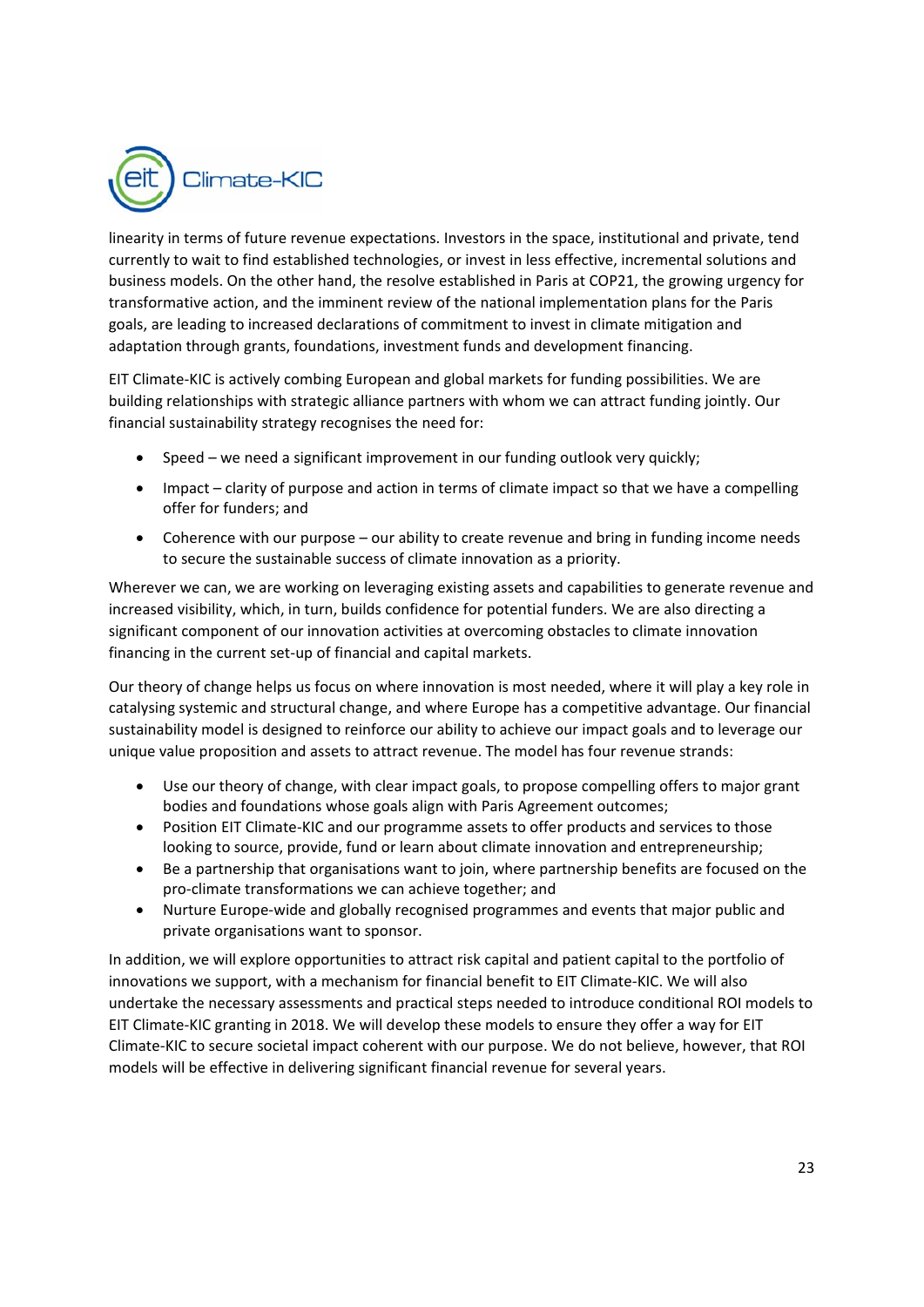linearity in terms of future revenue expectations. Investors in the space, institutional and private, tend currently to wait to find established technologies, or invest in less effective, incremental solutions and business models. On the other hand, the resolve established in Paris at COP21, the growing urgency for transformative action, and the imminent review of the national implementation plans for the Paris goals, are leading to increased declarations of commitment to invest in climate mitigation and adaptation through grants, foundations, investment funds and development financing.

EIT Climate-KIC is actively combing European and global markets for funding possibilities. We are building relationships with strategic alliance partners with whom we can attract funding jointly. Our financial sustainability strategy recognises the need for:

- Speed – we need a significant improvement in our funding outlook very quickly;
- Impact – clarity of purpose and action in terms of climate impact so that we have a compelling offer for funders; and
- Coherence with our purpose – our ability to create revenue and bring in funding income needs to secure the sustainable success of climate innovation as a priority.

Wherever we can, we are working on leveraging existing assets and capabilities to generate revenue and increased visibility, which, in turn, builds confidence for potential funders. We are also directing a significant component of our innovation activities at overcoming obstacles to climate innovation financing in the current set-up of financial and capital markets.

Our theory of change helps us focus on where innovation is most needed, where it will play a key role in catalysing systemic and structural change, and where Europe has a competitive advantage. Our financial sustainability model is designed to reinforce our ability to achieve our impact goals and to leverage our unique value proposition and assets to attract revenue. The model has four revenue strands:

- Use our theory of change, with clear impact goals, to propose compelling offers to major grant bodies and foundations whose goals align with Paris Agreement outcomes;
- Position EIT Climate-KIC and our programme assets to offer products and services to those looking to source, provide, fund or learn about climate innovation and entrepreneurship;
- Be a partnership that organisations want to join, where partnership benefits are focused on the pro-climate transformations we can achieve together; and
- Nurture Europe-wide and globally recognised programmes and events that major public and private organisations want to sponsor.

In addition, we will explore opportunities to attract risk capital and patient capital to the portfolio of innovations we support, with a mechanism for financial benefit to EIT Climate-KIC. We will also undertake the necessary assessments and practical steps needed to introduce conditional ROI models to EIT Climate-KIC granting in 2018. We will develop these models to ensure they offer a way for EIT Climate-KIC to secure societal impact coherent with our purpose. We do not believe, however, that ROI models will be effective in delivering significant financial revenue for several years.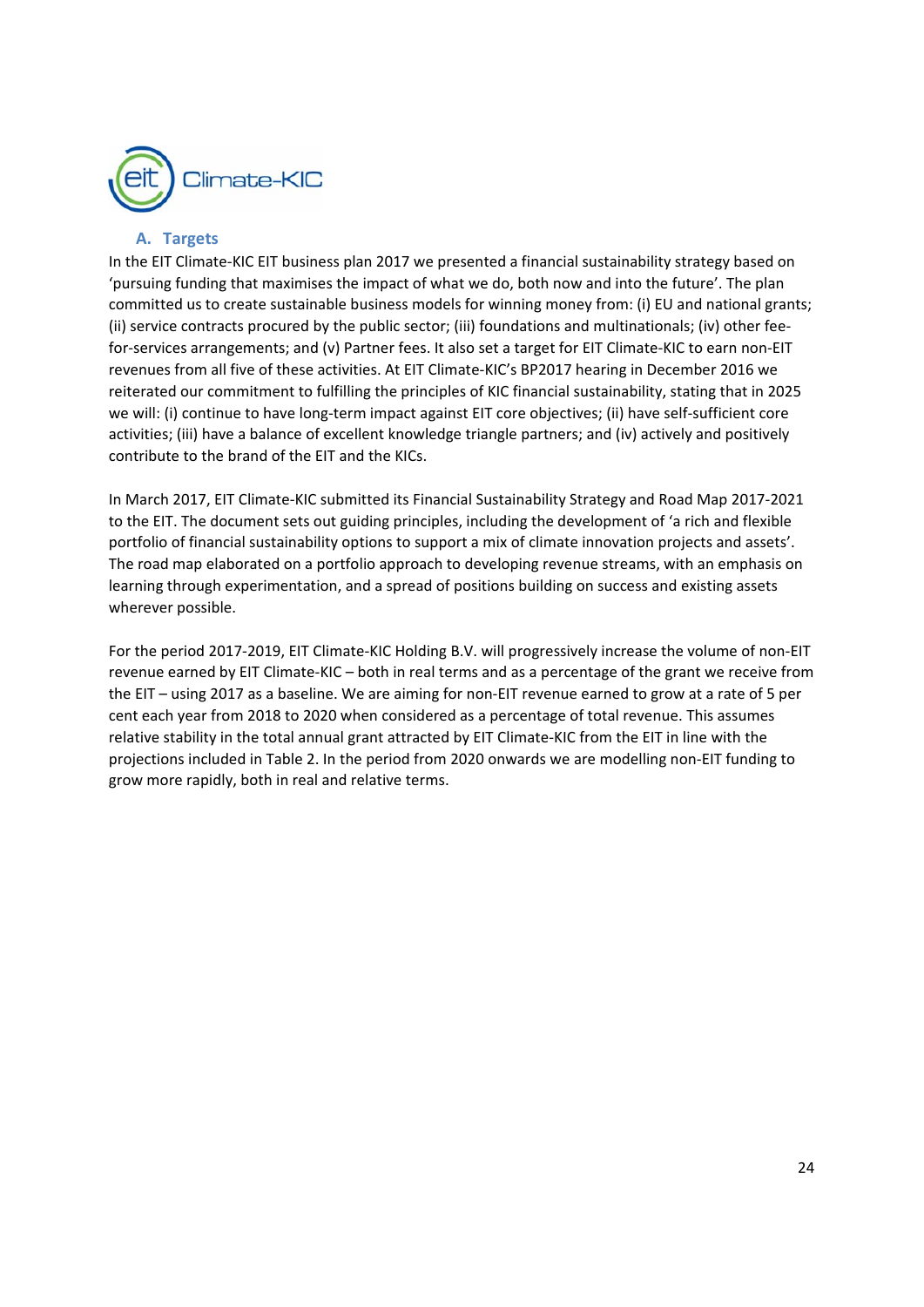## A. Targets

In the EIT Climate-KIC EIT business plan 2017 we presented a financial sustainability strategy based on 'pursuing funding that maximises the impact of what we do, both now and into the future'. The plan committed us to create sustainable business models for winning money from: (i) EU and national grants; (ii) service contracts procured by the public sector; (iii) foundations and multinationals; (iv) other fee-for-services arrangements; and (v) Partner fees. It also set a target for EIT Climate-KIC to earn non-EIT revenues from all five of these activities. At EIT Climate-KIC's BP2017 hearing in December 2016 we reiterated our commitment to fulfilling the principles of KIC financial sustainability, stating that in 2025 we will: (i) continue to have long-term impact against EIT core objectives; (ii) have self-sufficient core activities; (iii) have a balance of excellent knowledge triangle partners; and (iv) actively and positively contribute to the brand of the EIT and the KICs.

In March 2017, EIT Climate-KIC submitted its Financial Sustainability Strategy and Road Map 2017-2021 to the EIT. The document sets out guiding principles, including the development of 'a rich and flexible portfolio of financial sustainability options to support a mix of climate innovation projects and assets'. The road map elaborated on a portfolio approach to developing revenue streams, with an emphasis on learning through experimentation, and a spread of positions building on success and existing assets wherever possible.

For the period 2017-2019, EIT Climate-KIC Holding B.V. will progressively increase the volume of non-EIT revenue earned by EIT Climate-KIC – both in real terms and as a percentage of the grant we receive from the EIT – using 2017 as a baseline. We are aiming for non-EIT revenue earned to grow at a rate of 5 per cent each year from 2018 to 2020 when considered as a percentage of total revenue. This assumes relative stability in the total annual grant attracted by EIT Climate-KIC from the EIT in line with the projections included in Table 2. In the period from 2020 onwards we are modelling non-EIT funding to grow more rapidly, both in real and relative terms.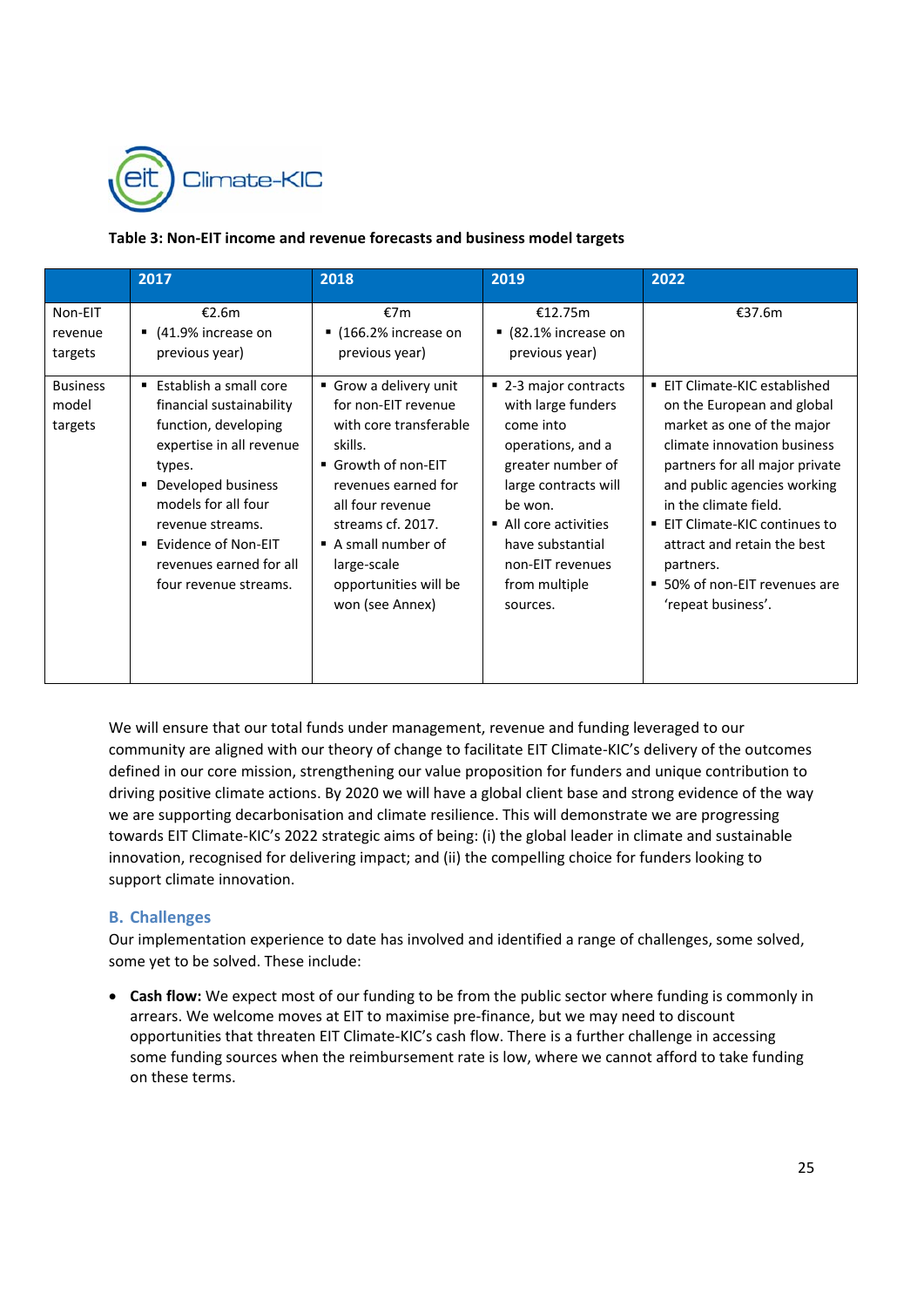**Table 3: Non-EIT income and revenue forecasts and business model targets**

| | 2017 | 2018 | 2019 | 2022 |
|---|---|---|---|---|
| Non-EIT revenue targets | €2.6m<br>▪ (41.9% increase on previous year) | €7m<br>▪ (166.2% increase on previous year) | €12.75m<br>▪ (82.1% increase on previous year) | €37.6m |
| Business model targets | ▪ Establish a small core financial sustainability function, developing expertise in all revenue types.<br>▪ Developed business models for all four revenue streams.<br>▪ Evidence of Non-EIT revenues earned for all four revenue streams. | ▪ Grow a delivery unit for non-EIT revenue with core transferable skills.<br>▪ Growth of non-EIT revenues earned for all four revenue streams cf. 2017.<br>▪ A small number of large-scale opportunities will be won (see Annex) | ▪ 2-3 major contracts with large funders come into operations, and a greater number of large contracts will be won.<br>▪ All core activities have substantial non-EIT revenues from multiple sources. | ▪ EIT Climate-KIC established on the European and global market as one of the major climate innovation business partners for all major private and public agencies working in the climate field.<br>▪ EIT Climate-KIC continues to attract and retain the best partners.<br>▪ 50% of non-EIT revenues are 'repeat business'. |

We will ensure that our total funds under management, revenue and funding leveraged to our community are aligned with our theory of change to facilitate EIT Climate-KIC's delivery of the outcomes defined in our core mission, strengthening our value proposition for funders and unique contribution to driving positive climate actions. By 2020 we will have a global client base and strong evidence of the way we are supporting decarbonisation and climate resilience. This will demonstrate we are progressing towards EIT Climate-KIC's 2022 strategic aims of being: (i) the global leader in climate and sustainable innovation, recognised for delivering impact; and (ii) the compelling choice for funders looking to support climate innovation.

### B. Challenges

Our implementation experience to date has involved and identified a range of challenges, some solved, some yet to be solved. These include:

- **Cash flow:** We expect most of our funding to be from the public sector where funding is commonly in arrears. We welcome moves at EIT to maximise pre-finance, but we may need to discount opportunities that threaten EIT Climate-KIC's cash flow. There is a further challenge in accessing some funding sources when the reimbursement rate is low, where we cannot afford to take funding on these terms.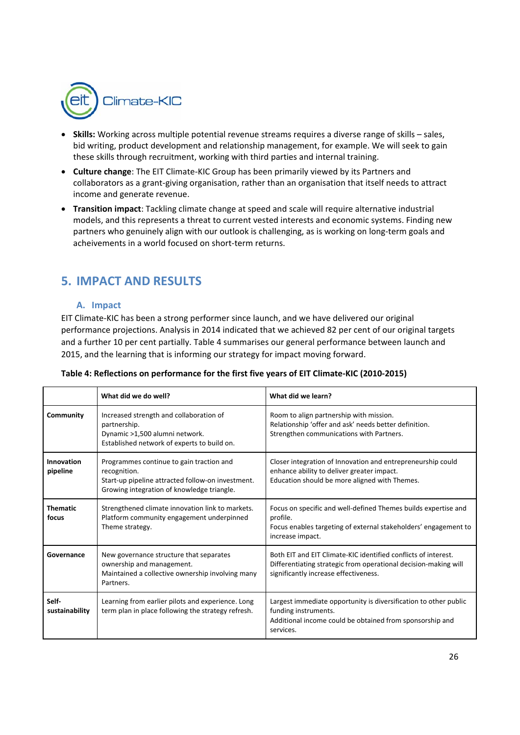- **Skills:** Working across multiple potential revenue streams requires a diverse range of skills – sales, bid writing, product development and relationship management, for example. We will seek to gain these skills through recruitment, working with third parties and internal training.
- **Culture change**: The EIT Climate-KIC Group has been primarily viewed by its Partners and collaborators as a grant-giving organisation, rather than an organisation that itself needs to attract income and generate revenue.
- **Transition impact**: Tackling climate change at speed and scale will require alternative industrial models, and this represents a threat to current vested interests and economic systems. Finding new partners who genuinely align with our outlook is challenging, as is working on long-term goals and acheivements in a world focused on short-term returns.

## 5. IMPACT AND RESULTS

### A. Impact

EIT Climate-KIC has been a strong performer since launch, and we have delivered our original performance projections. Analysis in 2014 indicated that we achieved 82 per cent of our original targets and a further 10 per cent partially. Table 4 summarises our general performance between launch and 2015, and the learning that is informing our strategy for impact moving forward.

**Table 4: Reflections on performance for the first five years of EIT Climate-KIC (2010-2015)**

| | What did we do well? | What did we learn? |
|---|---|---|
| **Community** | Increased strength and collaboration of partnership.<br>Dynamic >1,500 alumni network.<br>Established network of experts to build on. | Room to align partnership with mission.<br>Relationship 'offer and ask' needs better definition.<br>Strengthen communications with Partners. |
| **Innovation pipeline** | Programmes continue to gain traction and recognition.<br>Start-up pipeline attracted follow-on investment.<br>Growing integration of knowledge triangle. | Closer integration of Innovation and entrepreneurship could enhance ability to deliver greater impact.<br>Education should be more aligned with Themes. |
| **Thematic focus** | Strengthened climate innovation link to markets.<br>Platform community engagement underpinned Theme strategy. | Focus on specific and well-defined Themes builds expertise and profile.<br>Focus enables targeting of external stakeholders' engagement to increase impact. |
| **Governance** | New governance structure that separates ownership and management.<br>Maintained a collective ownership involving many Partners. | Both EIT and EIT Climate-KIC identified conflicts of interest.<br>Differentiating strategic from operational decision-making will significantly increase effectiveness. |
| **Self-sustainability** | Learning from earlier pilots and experience. Long term plan in place following the strategy refresh. | Largest immediate opportunity is diversification to other public funding instruments.<br>Additional income could be obtained from sponsorship and services. |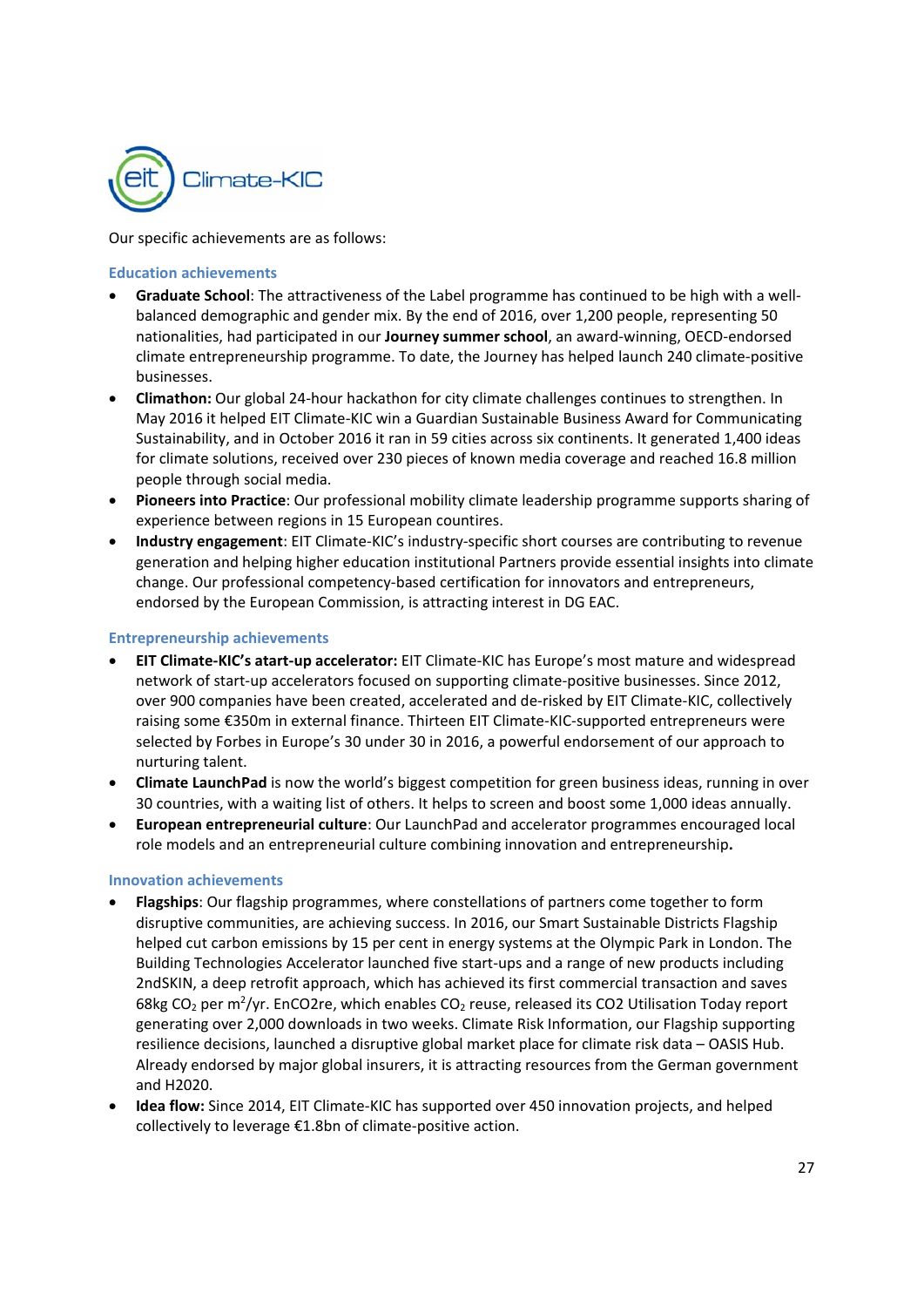Our specific achievements are as follows:

### Education achievements

- **Graduate School**: The attractiveness of the Label programme has continued to be high with a well-balanced demographic and gender mix. By the end of 2016, over 1,200 people, representing 50 nationalities, had participated in our **Journey summer school**, an award-winning, OECD-endorsed climate entrepreneurship programme. To date, the Journey has helped launch 240 climate-positive businesses.
- **Climathon:** Our global 24-hour hackathon for city climate challenges continues to strengthen. In May 2016 it helped EIT Climate-KIC win a Guardian Sustainable Business Award for Communicating Sustainability, and in October 2016 it ran in 59 cities across six continents. It generated 1,400 ideas for climate solutions, received over 230 pieces of known media coverage and reached 16.8 million people through social media.
- **Pioneers into Practice**: Our professional mobility climate leadership programme supports sharing of experience between regions in 15 European countires.
- **Industry engagement**: EIT Climate-KIC's industry-specific short courses are contributing to revenue generation and helping higher education institutional Partners provide essential insights into climate change. Our professional competency-based certification for innovators and entrepreneurs, endorsed by the European Commission, is attracting interest in DG EAC.

### Entrepreneurship achievements

- **EIT Climate-KIC's atart-up accelerator:** EIT Climate-KIC has Europe's most mature and widespread network of start-up accelerators focused on supporting climate-positive businesses. Since 2012, over 900 companies have been created, accelerated and de-risked by EIT Climate-KIC, collectively raising some €350m in external finance. Thirteen EIT Climate-KIC-supported entrepreneurs were selected by Forbes in Europe's 30 under 30 in 2016, a powerful endorsement of our approach to nurturing talent.
- **Climate LaunchPad** is now the world's biggest competition for green business ideas, running in over 30 countries, with a waiting list of others. It helps to screen and boost some 1,000 ideas annually.
- **European entrepreneurial culture**: Our LaunchPad and accelerator programmes encouraged local role models and an entrepreneurial culture combining innovation and entrepreneurship**.**

### Innovation achievements

- **Flagships**: Our flagship programmes, where constellations of partners come together to form disruptive communities, are achieving success. In 2016, our Smart Sustainable Districts Flagship helped cut carbon emissions by 15 per cent in energy systems at the Olympic Park in London. The Building Technologies Accelerator launched five start-ups and a range of new products including 2ndSKIN, a deep retrofit approach, which has achieved its first commercial transaction and saves 68kg $CO_2$ per $m^2$/yr. EnCO2re, which enables $CO_2$ reuse, released its CO2 Utilisation Today report generating over 2,000 downloads in two weeks. Climate Risk Information, our Flagship supporting resilience decisions, launched a disruptive global market place for climate risk data – OASIS Hub. Already endorsed by major global insurers, it is attracting resources from the German government and H2020.
- **Idea flow:** Since 2014, EIT Climate-KIC has supported over 450 innovation projects, and helped collectively to leverage €1.8bn of climate-positive action.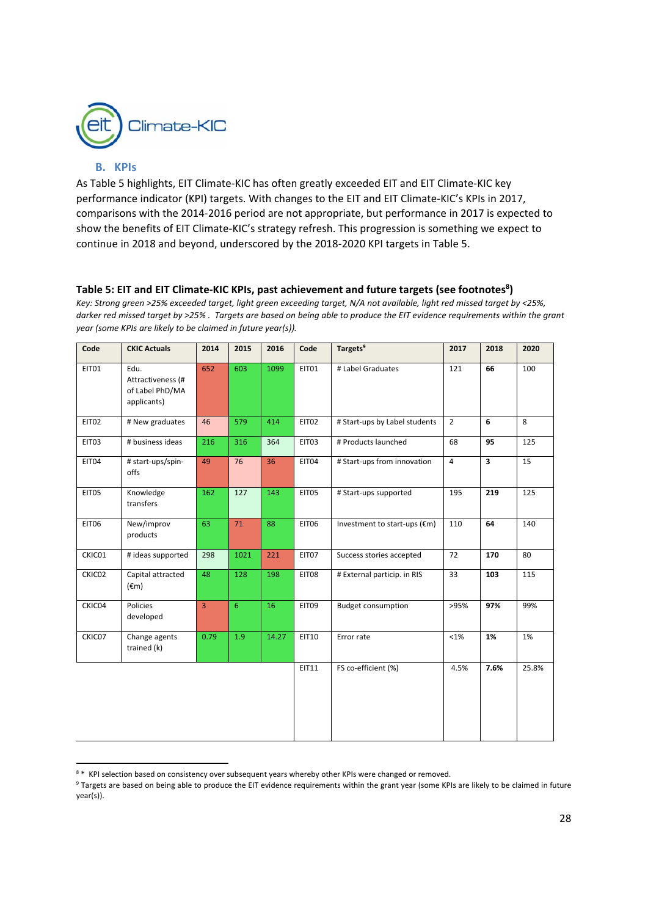### B. KPIs

As Table 5 highlights, EIT Climate-KIC has often greatly exceeded EIT and EIT Climate-KIC key performance indicator (KPI) targets. With changes to the EIT and EIT Climate-KIC's KPIs in 2017, comparisons with the 2014-2016 period are not appropriate, but performance in 2017 is expected to show the benefits of EIT Climate-KIC's strategy refresh. This progression is something we expect to continue in 2018 and beyond, underscored by the 2018-2020 KPI targets in Table 5.

**Table 5: EIT and EIT Climate-KIC KPIs, past achievement and future targets (see footnotes[8])**

*Key: Strong green >25% exceeded target, light green exceeding target, N/A not available, light red missed target by <25%, darker red missed target by >25% . Targets are based on being able to produce the EIT evidence requirements within the grant year (some KPIs are likely to be claimed in future year(s)).*

| Code | CKIC Actuals | 2014 | 2015 | 2016 | Code | Targets[9] | 2017 | 2018 | 2020 |
|---|---|---|---|---|---|---|---|---|---|
| EIT01 | Edu. Attractiveness (# of Label PhD/MA applicants) | 652 | 603 | 1099 | EIT01 | # Label Graduates | 121 | **66** | 100 |
| EIT02 | # New graduates | 46 | 579 | 414 | EIT02 | # Start-ups by Label students | 2 | **6** | 8 |
| EIT03 | # business ideas | 216 | 316 | 364 | EIT03 | # Products launched | 68 | **95** | 125 |
| EIT04 | # start-ups/spin-offs | 49 | 76 | 36 | EIT04 | # Start-ups from innovation | 4 | **3** | 15 |
| EIT05 | Knowledge transfers | 162 | 127 | 143 | EIT05 | # Start-ups supported | 195 | **219** | 125 |
| EIT06 | New/improv products | 63 | 71 | 88 | EIT06 | Investment to start-ups (€m) | 110 | **64** | 140 |
| CKIC01 | # ideas supported | 298 | 1021 | 221 | EIT07 | Success stories accepted | 72 | **170** | 80 |
| CKIC02 | Capital attracted (€m) | 48 | 128 | 198 | EIT08 | # External particip. in RIS | 33 | **103** | 115 |
| CKIC04 | Policies developed | 3 | 6 | 16 | EIT09 | Budget consumption | >95% | **97%** | 99% |
| CKIC07 | Change agents trained (k) | 0.79 | 1.9 | 14.27 | EIT10 | Error rate | <1% | **1%** | 1% |
| | | | | | EIT11 | FS co-efficient (%) | 4.5% | **7.6%** | 25.8% |

[8] * KPI selection based on consistency over subsequent years whereby other KPIs were changed or removed.

[9] Targets are based on being able to produce the EIT evidence requirements within the grant year (some KPIs are likely to be claimed in future year(s)).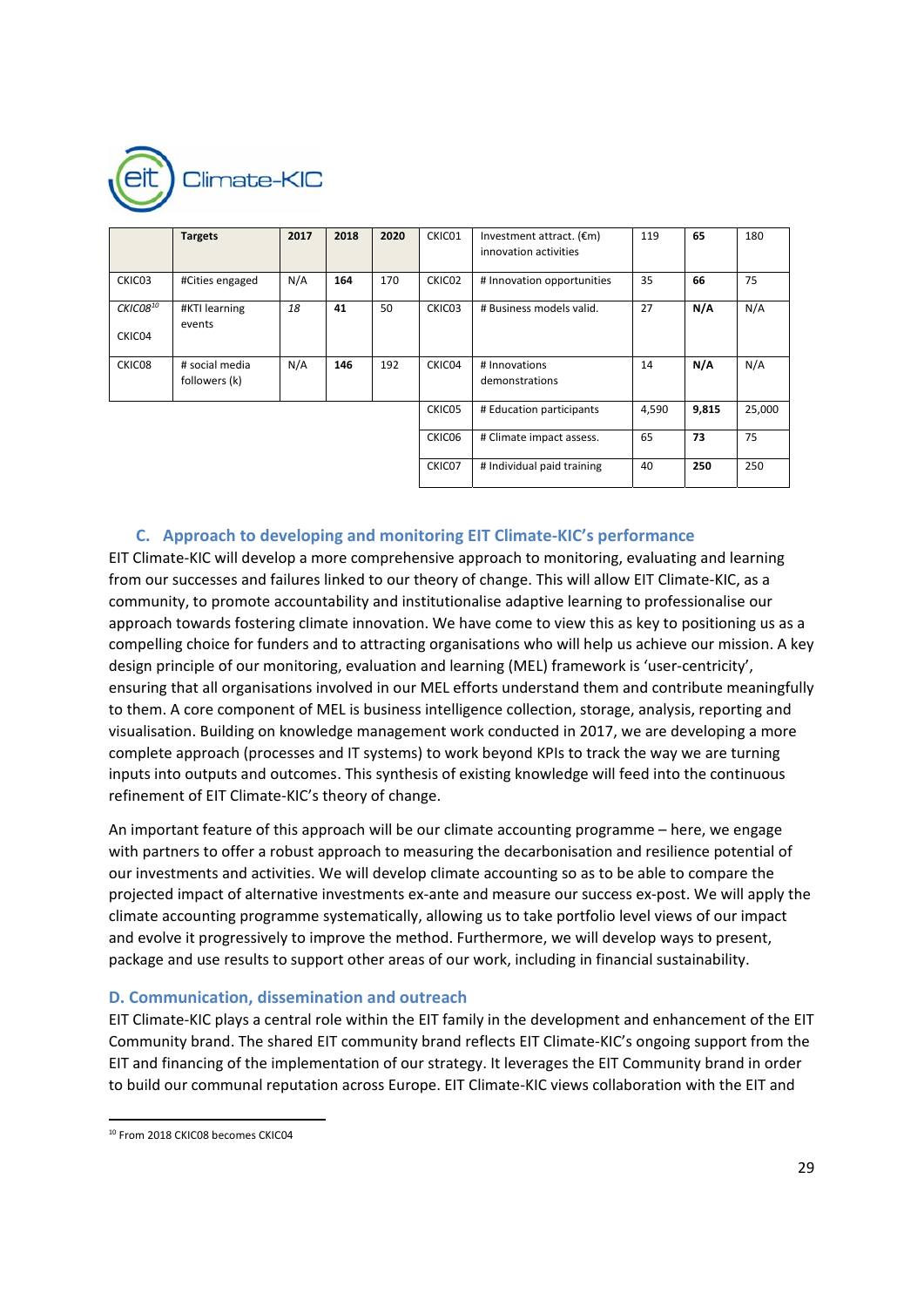| | **Targets** | **2017** | **2018** | **2020** | CKIC01 | Investment attract. (€m) innovation activities | 119 | **65** | 180 |
|---|---|---|---|---|---|---|---|---|---|
| CKIC03 | #Cities engaged | N/A | **164** | 170 | CKIC02 | # Innovation opportunities | 35 | **66** | 75 |
| *CKIC08*[10] CKIC04 | #KTI learning events | *18* | **41** | 50 | CKIC03 | # Business models valid. | 27 | **N/A** | N/A |
| CKIC08 | # social media followers (k) | N/A | **146** | 192 | CKIC04 | # Innovations demonstrations | 14 | **N/A** | N/A |
| | | | | | CKIC05 | # Education participants | 4,590 | **9,815** | 25,000 |
| | | | | | CKIC06 | # Climate impact assess. | 65 | **73** | 75 |
| | | | | | CKIC07 | # Individual paid training | 40 | **250** | 250 |

### C. Approach to developing and monitoring EIT Climate-KIC's performance

EIT Climate-KIC will develop a more comprehensive approach to monitoring, evaluating and learning from our successes and failures linked to our theory of change. This will allow EIT Climate-KIC, as a community, to promote accountability and institutionalise adaptive learning to professionalise our approach towards fostering climate innovation. We have come to view this as key to positioning us as a compelling choice for funders and to attracting organisations who will help us achieve our mission. A key design principle of our monitoring, evaluation and learning (MEL) framework is 'user-centricity', ensuring that all organisations involved in our MEL efforts understand them and contribute meaningfully to them. A core component of MEL is business intelligence collection, storage, analysis, reporting and visualisation. Building on knowledge management work conducted in 2017, we are developing a more complete approach (processes and IT systems) to work beyond KPIs to track the way we are turning inputs into outputs and outcomes. This synthesis of existing knowledge will feed into the continuous refinement of EIT Climate-KIC's theory of change.

An important feature of this approach will be our climate accounting programme – here, we engage with partners to offer a robust approach to measuring the decarbonisation and resilience potential of our investments and activities. We will develop climate accounting so as to be able to compare the projected impact of alternative investments ex-ante and measure our success ex-post. We will apply the climate accounting programme systematically, allowing us to take portfolio level views of our impact and evolve it progressively to improve the method. Furthermore, we will develop ways to present, package and use results to support other areas of our work, including in financial sustainability.

### D. Communication, dissemination and outreach

EIT Climate-KIC plays a central role within the EIT family in the development and enhancement of the EIT Community brand. The shared EIT community brand reflects EIT Climate-KIC's ongoing support from the EIT and financing of the implementation of our strategy. It leverages the EIT Community brand in order to build our communal reputation across Europe. EIT Climate-KIC views collaboration with the EIT and

[10] From 2018 CKIC08 becomes CKIC04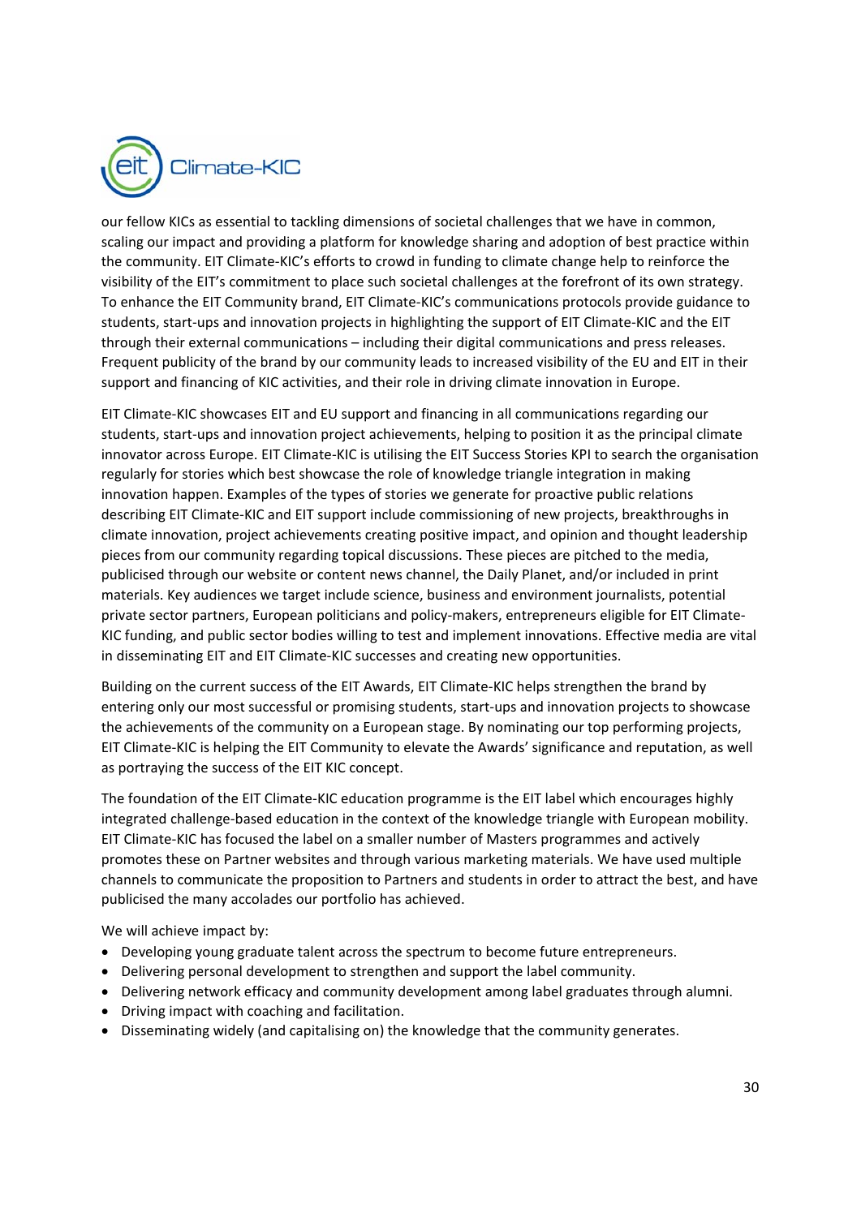our fellow KICs as essential to tackling dimensions of societal challenges that we have in common, scaling our impact and providing a platform for knowledge sharing and adoption of best practice within the community. EIT Climate-KIC's efforts to crowd in funding to climate change help to reinforce the visibility of the EIT's commitment to place such societal challenges at the forefront of its own strategy. To enhance the EIT Community brand, EIT Climate-KIC's communications protocols provide guidance to students, start-ups and innovation projects in highlighting the support of EIT Climate-KIC and the EIT through their external communications – including their digital communications and press releases. Frequent publicity of the brand by our community leads to increased visibility of the EU and EIT in their support and financing of KIC activities, and their role in driving climate innovation in Europe.

EIT Climate-KIC showcases EIT and EU support and financing in all communications regarding our students, start-ups and innovation project achievements, helping to position it as the principal climate innovator across Europe. EIT Climate-KIC is utilising the EIT Success Stories KPI to search the organisation regularly for stories which best showcase the role of knowledge triangle integration in making innovation happen. Examples of the types of stories we generate for proactive public relations describing EIT Climate-KIC and EIT support include commissioning of new projects, breakthroughs in climate innovation, project achievements creating positive impact, and opinion and thought leadership pieces from our community regarding topical discussions. These pieces are pitched to the media, publicised through our website or content news channel, the Daily Planet, and/or included in print materials. Key audiences we target include science, business and environment journalists, potential private sector partners, European politicians and policy-makers, entrepreneurs eligible for EIT Climate-KIC funding, and public sector bodies willing to test and implement innovations. Effective media are vital in disseminating EIT and EIT Climate-KIC successes and creating new opportunities.

Building on the current success of the EIT Awards, EIT Climate-KIC helps strengthen the brand by entering only our most successful or promising students, start-ups and innovation projects to showcase the achievements of the community on a European stage. By nominating our top performing projects, EIT Climate-KIC is helping the EIT Community to elevate the Awards' significance and reputation, as well as portraying the success of the EIT KIC concept.

The foundation of the EIT Climate-KIC education programme is the EIT label which encourages highly integrated challenge-based education in the context of the knowledge triangle with European mobility. EIT Climate-KIC has focused the label on a smaller number of Masters programmes and actively promotes these on Partner websites and through various marketing materials. We have used multiple channels to communicate the proposition to Partners and students in order to attract the best, and have publicised the many accolades our portfolio has achieved.

We will achieve impact by:

- Developing young graduate talent across the spectrum to become future entrepreneurs.
- Delivering personal development to strengthen and support the label community.
- Delivering network efficacy and community development among label graduates through alumni.
- Driving impact with coaching and facilitation.
- Disseminating widely (and capitalising on) the knowledge that the community generates.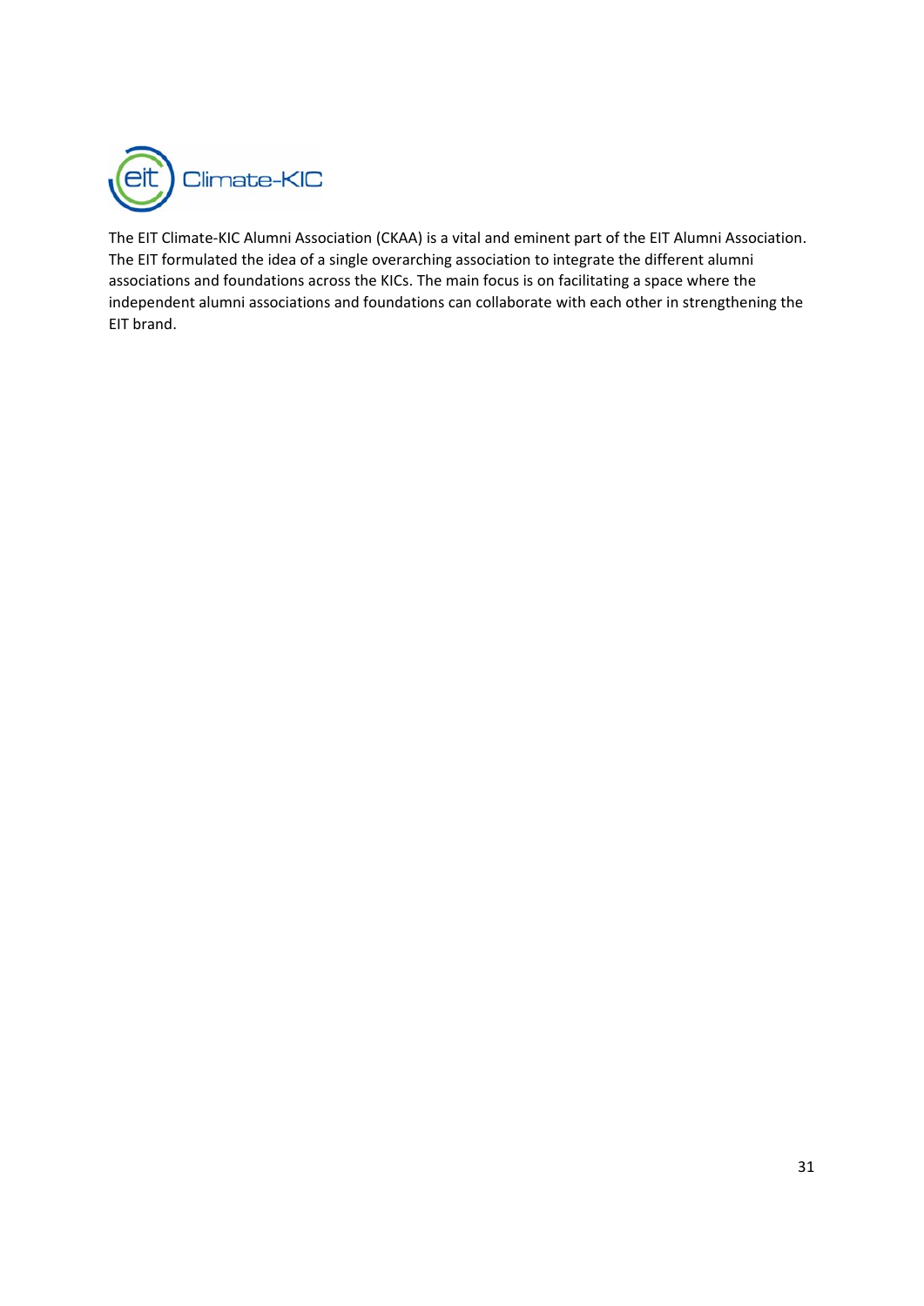The EIT Climate-KIC Alumni Association (CKAA) is a vital and eminent part of the EIT Alumni Association. The EIT formulated the idea of a single overarching association to integrate the different alumni associations and foundations across the KICs. The main focus is on facilitating a space where the independent alumni associations and foundations can collaborate with each other in strengthening the EIT brand.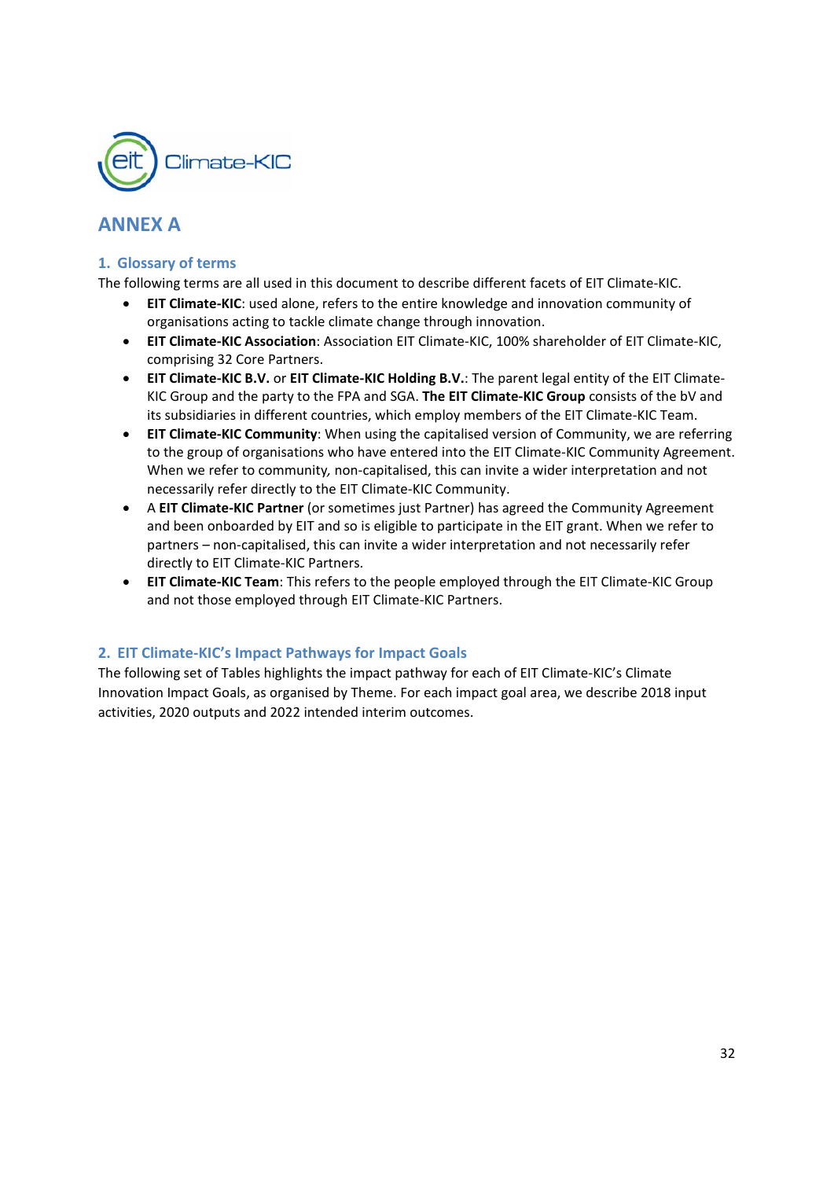# ANNEX A

## 1. Glossary of terms

The following terms are all used in this document to describe different facets of EIT Climate-KIC.

- **EIT Climate-KIC**: used alone, refers to the entire knowledge and innovation community of organisations acting to tackle climate change through innovation.
- **EIT Climate-KIC Association**: Association EIT Climate-KIC, 100% shareholder of EIT Climate-KIC, comprising 32 Core Partners.
- **EIT Climate-KIC B.V.** or **EIT Climate-KIC Holding B.V.**: The parent legal entity of the EIT Climate-KIC Group and the party to the FPA and SGA. **The EIT Climate-KIC Group** consists of the bV and its subsidiaries in different countries, which employ members of the EIT Climate-KIC Team.
- **EIT Climate-KIC Community**: When using the capitalised version of Community, we are referring to the group of organisations who have entered into the EIT Climate-KIC Community Agreement. When we refer to community, non-capitalised, this can invite a wider interpretation and not necessarily refer directly to the EIT Climate-KIC Community.
- A **EIT Climate-KIC Partner** (or sometimes just Partner) has agreed the Community Agreement and been onboarded by EIT and so is eligible to participate in the EIT grant. When we refer to partners – non-capitalised, this can invite a wider interpretation and not necessarily refer directly to EIT Climate-KIC Partners.
- **EIT Climate-KIC Team**: This refers to the people employed through the EIT Climate-KIC Group and not those employed through EIT Climate-KIC Partners.

## 2. EIT Climate-KIC's Impact Pathways for Impact Goals

The following set of Tables highlights the impact pathway for each of EIT Climate-KIC's Climate Innovation Impact Goals, as organised by Theme. For each impact goal area, we describe 2018 input activities, 2020 outputs and 2022 intended interim outcomes.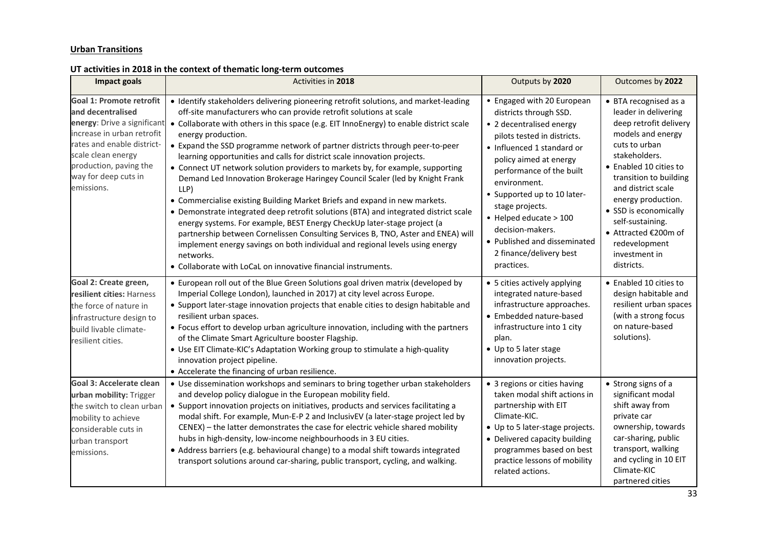**Urban Transitions**

**UT activities in 2018 in the context of thematic long-term outcomes**

| Impact goals | Activities in **2018** | Outputs by **2020** | Outcomes by **2022** |
|---|---|---|---|
| **Goal 1: Promote retrofit and decentralised energy**: Drive a significant increase in urban retrofit rates and enable district-scale clean energy production, paving the way for deep cuts in emissions. | • Identify stakeholders delivering pioneering retrofit solutions, and market-leading off-site manufacturers who can provide retrofit solutions at scale<br>• Collaborate with others in this space (e.g. EIT InnoEnergy) to enable district scale energy production.<br>• Expand the SSD programme network of partner districts through peer-to-peer learning opportunities and calls for district scale innovation projects.<br>• Connect UT network solution providers to markets by, for example, supporting Demand Led Innovation Brokerage Haringey Council Scaler (led by Knight Frank LLP)<br>• Commercialise existing Building Market Briefs and expand in new markets.<br>• Demonstrate integrated deep retrofit solutions (BTA) and integrated district scale energy systems. For example, BEST Energy CheckUp later-stage project (a partnership between Cornelissen Consulting Services B, TNO, Aster and ENEA) will implement energy savings on both individual and regional levels using energy networks.<br>• Collaborate with LoCaL on innovative financial instruments. | • Engaged with 20 European districts through SSD.<br>• 2 decentralised energy pilots tested in districts.<br>• Influenced 1 standard or policy aimed at energy performance of the built environment.<br>• Supported up to 10 later-stage projects.<br>• Helped educate > 100 decision-makers.<br>• Published and disseminated 2 finance/delivery best practices. | • BTA recognised as a leader in delivering deep retrofit delivery models and energy cuts to urban stakeholders.<br>• Enabled 10 cities to transition to building and district scale energy production.<br>• SSD is economically self-sustaining.<br>• Attracted €200m of redevelopment investment in districts. |
| **Goal 2: Create green, resilient cities:** Harness the force of nature in infrastructure design to build livable climate-resilient cities. | • European roll out of the Blue Green Solutions goal driven matrix (developed by Imperial College London), launched in 2017) at city level across Europe.<br>• Support later-stage innovation projects that enable cities to design habitable and resilient urban spaces.<br>• Focus effort to develop urban agriculture innovation, including with the partners of the Climate Smart Agriculture booster Flagship.<br>• Use EIT Climate-KIC's Adaptation Working group to stimulate a high-quality innovation project pipeline.<br>• Accelerate the financing of urban resilience. | • 5 cities actively applying integrated nature-based infrastructure approaches.<br>• Embedded nature-based infrastructure into 1 city plan.<br>• Up to 5 later stage innovation projects. | • Enabled 10 cities to design habitable and resilient urban spaces (with a strong focus on nature-based solutions). |
| **Goal 3: Accelerate clean urban mobility:** Trigger the switch to clean urban mobility to achieve considerable cuts in urban transport emissions. | • Use dissemination workshops and seminars to bring together urban stakeholders and develop policy dialogue in the European mobility field.<br>• Support innovation projects on initiatives, products and services facilitating a modal shift. For example, Mun-E-P 2 and InclusivEV (a later-stage project led by CENEX) – the latter demonstrates the case for electric vehicle shared mobility hubs in high-density, low-income neighbourhoods in 3 EU cities.<br>• Address barriers (e.g. behavioural change) to a modal shift towards integrated transport solutions around car-sharing, public transport, cycling, and walking. | • 3 regions or cities having taken modal shift actions in partnership with EIT Climate-KIC.<br>• Up to 5 later-stage projects.<br>• Delivered capacity building programmes based on best practice lessons of mobility related actions. | • Strong signs of a significant modal shift away from private car ownership, towards car-sharing, public transport, walking and cycling in 10 EIT Climate-KIC partnered cities |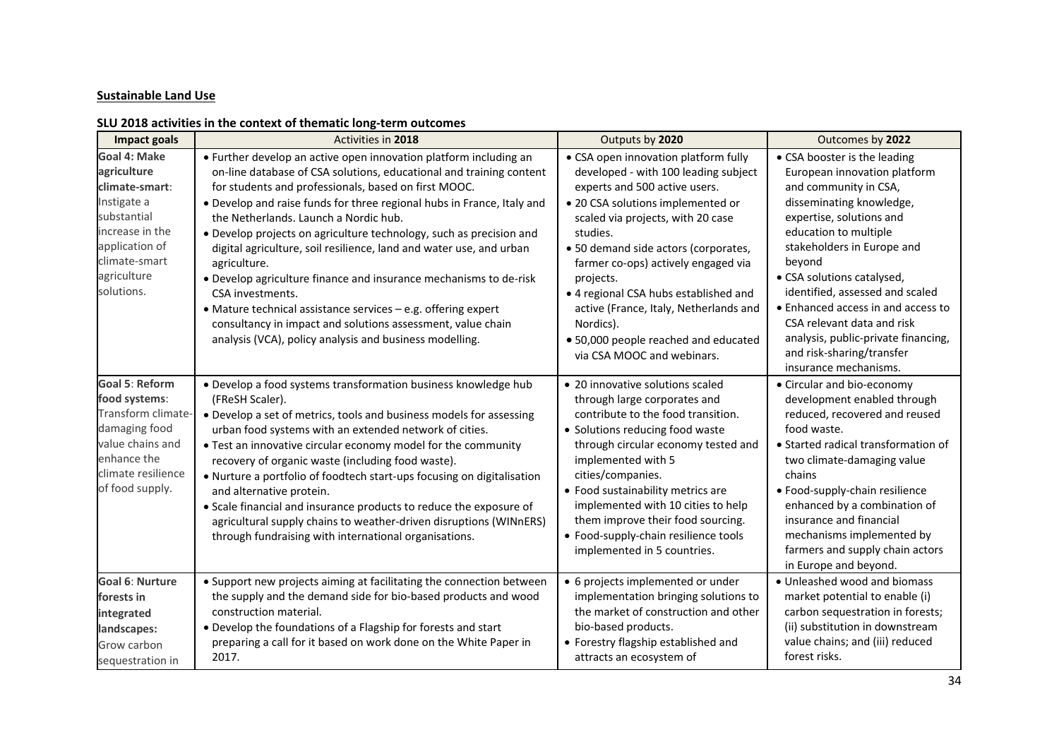**Sustainable Land Use**

**SLU 2018 activities in the context of thematic long-term outcomes**

| Impact goals | Activities in **2018** | Outputs by **2020** | Outcomes by **2022** |
|---|---|---|---|
| **Goal 4: Make agriculture climate-smart**: Instigate a substantial increase in the application of climate-smart agriculture solutions. | • Further develop an active open innovation platform including an on-line database of CSA solutions, educational and training content for students and professionals, based on first MOOC.<br>• Develop and raise funds for three regional hubs in France, Italy and the Netherlands. Launch a Nordic hub.<br>• Develop projects on agriculture technology, such as precision and digital agriculture, soil resilience, land and water use, and urban agriculture.<br>• Develop agriculture finance and insurance mechanisms to de-risk CSA investments.<br>• Mature technical assistance services – e.g. offering expert consultancy in impact and solutions assessment, value chain analysis (VCA), policy analysis and business modelling. | • CSA open innovation platform fully developed - with 100 leading subject experts and 500 active users.<br>• 20 CSA solutions implemented or scaled via projects, with 20 case studies.<br>• 50 demand side actors (corporates, farmer co-ops) actively engaged via projects.<br>• 4 regional CSA hubs established and active (France, Italy, Netherlands and Nordics).<br>• 50,000 people reached and educated via CSA MOOC and webinars. | • CSA booster is the leading European innovation platform and community in CSA, disseminating knowledge, expertise, solutions and education to multiple stakeholders in Europe and beyond<br>• CSA solutions catalysed, identified, assessed and scaled<br>• Enhanced access in and access to CSA relevant data and risk analysis, public-private financing, and risk-sharing/transfer insurance mechanisms. |
| **Goal 5**: **Reform food systems**: Transform climate-damaging food value chains and enhance the climate resilience of food supply. | • Develop a food systems transformation business knowledge hub (FReSH Scaler).<br>• Develop a set of metrics, tools and business models for assessing urban food systems with an extended network of cities.<br>• Test an innovative circular economy model for the community recovery of organic waste (including food waste).<br>• Nurture a portfolio of foodtech start-ups focusing on digitalisation and alternative protein.<br>• Scale financial and insurance products to reduce the exposure of agricultural supply chains to weather-driven disruptions (WINnERS) through fundraising with international organisations. | • 20 innovative solutions scaled through large corporates and contribute to the food transition.<br>• Solutions reducing food waste through circular economy tested and implemented with 5 cities/companies.<br>• Food sustainability metrics are implemented with 10 cities to help them improve their food sourcing.<br>• Food-supply-chain resilience tools implemented in 5 countries. | • Circular and bio-economy development enabled through reduced, recovered and reused food waste.<br>• Started radical transformation of two climate-damaging value chains<br>• Food-supply-chain resilience enhanced by a combination of insurance and financial mechanisms implemented by farmers and supply chain actors in Europe and beyond. |
| **Goal 6**: **Nurture forests in integrated landscapes:** Grow carbon sequestration in | • Support new projects aiming at facilitating the connection between the supply and the demand side for bio-based products and wood construction material.<br>• Develop the foundations of a Flagship for forests and start preparing a call for it based on work done on the White Paper in 2017. | • 6 projects implemented or under implementation bringing solutions to the market of construction and other bio-based products.<br>• Forestry flagship established and attracts an ecosystem of | • Unleashed wood and biomass market potential to enable (i) carbon sequestration in forests; (ii) substitution in downstream value chains; and (iii) reduced forest risks. |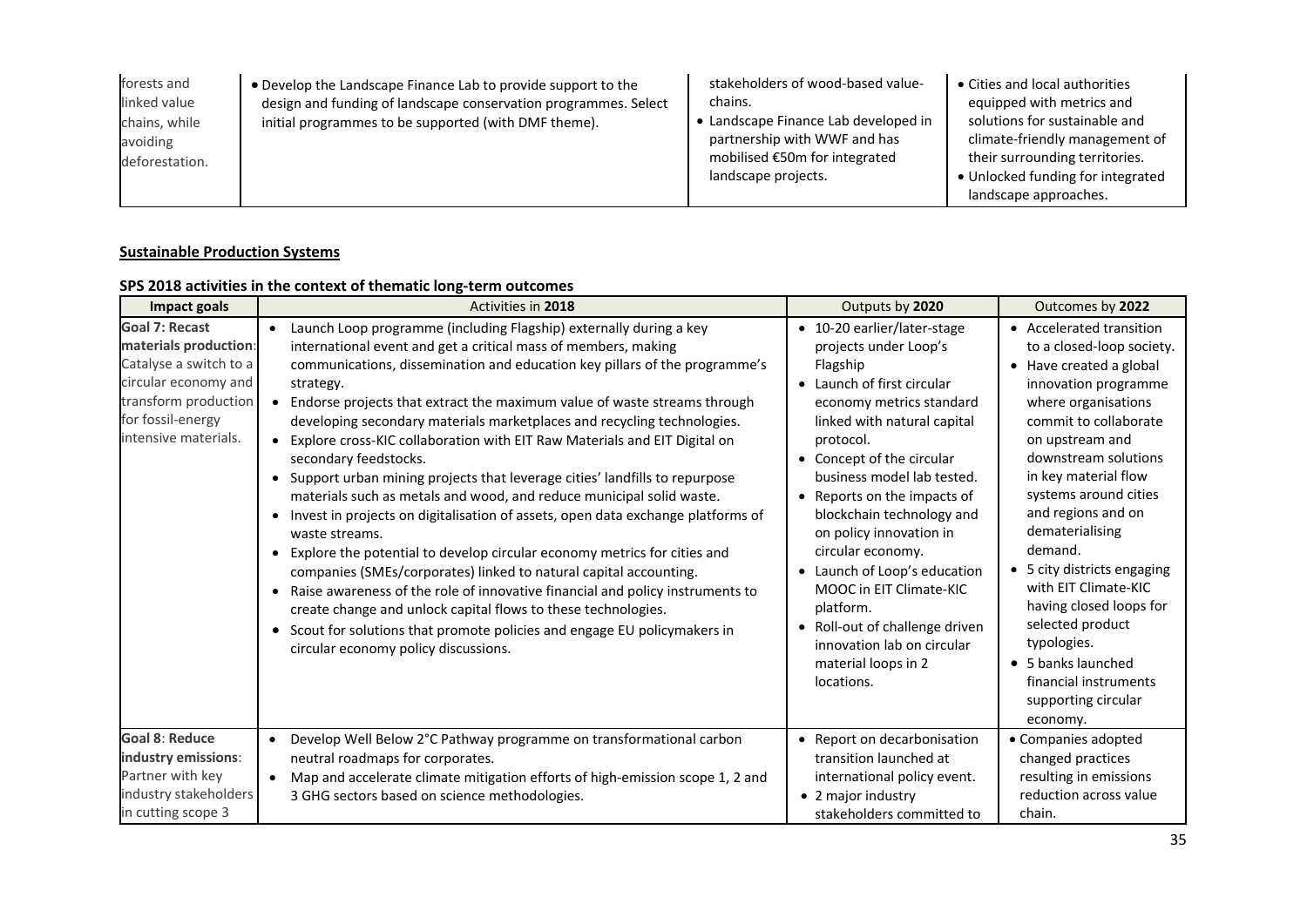| forests and linked value chains, while avoiding deforestation. | • Develop the Landscape Finance Lab to provide support to the design and funding of landscape conservation programmes. Select initial programmes to be supported (with DMF theme). | stakeholders of wood-based value-chains.<br>• Landscape Finance Lab developed in partnership with WWF and has mobilised €50m for integrated landscape projects. | • Cities and local authorities equipped with metrics and solutions for sustainable and climate-friendly management of their surrounding territories.<br>• Unlocked funding for integrated landscape approaches. |
|---|---|---|---|

**Sustainable Production Systems**

**SPS 2018 activities in the context of thematic long-term outcomes**

| Impact goals | Activities in **2018** | Outputs by **2020** | Outcomes by **2022** |
|---|---|---|---|
| **Goal 7: Recast materials production**: Catalyse a switch to a circular economy and transform production for fossil-energy intensive materials. | • Launch Loop programme (including Flagship) externally during a key international event and get a critical mass of members, making communications, dissemination and education key pillars of the programme's strategy.<br>• Endorse projects that extract the maximum value of waste streams through developing secondary materials marketplaces and recycling technologies.<br>• Explore cross-KIC collaboration with EIT Raw Materials and EIT Digital on secondary feedstocks.<br>• Support urban mining projects that leverage cities' landfills to repurpose materials such as metals and wood, and reduce municipal solid waste.<br>• Invest in projects on digitalisation of assets, open data exchange platforms of waste streams.<br>• Explore the potential to develop circular economy metrics for cities and companies (SMEs/corporates) linked to natural capital accounting.<br>• Raise awareness of the role of innovative financial and policy instruments to create change and unlock capital flows to these technologies.<br>• Scout for solutions that promote policies and engage EU policymakers in circular economy policy discussions. | • 10-20 earlier/later-stage projects under Loop's Flagship<br>• Launch of first circular economy metrics standard linked with natural capital protocol.<br>• Concept of the circular business model lab tested.<br>• Reports on the impacts of blockchain technology and on policy innovation in circular economy.<br>• Launch of Loop's education MOOC in EIT Climate-KIC platform.<br>• Roll-out of challenge driven innovation lab on circular material loops in 2 locations. | • Accelerated transition to a closed-loop society.<br>• Have created a global innovation programme where organisations commit to collaborate on upstream and downstream solutions in key material flow systems around cities and regions and on dematerialising demand.<br>• 5 city districts engaging with EIT Climate-KIC having closed loops for selected product typologies.<br>• 5 banks launched financial instruments supporting circular economy. |
| **Goal 8**: **Reduce industry emissions**: Partner with key industry stakeholders in cutting scope 3 | • Develop Well Below 2°C Pathway programme on transformational carbon neutral roadmaps for corporates.<br>• Map and accelerate climate mitigation efforts of high-emission scope 1, 2 and 3 GHG sectors based on science methodologies. | • Report on decarbonisation transition launched at international policy event.<br>• 2 major industry stakeholders committed to | • Companies adopted changed practices resulting in emissions reduction across value chain. |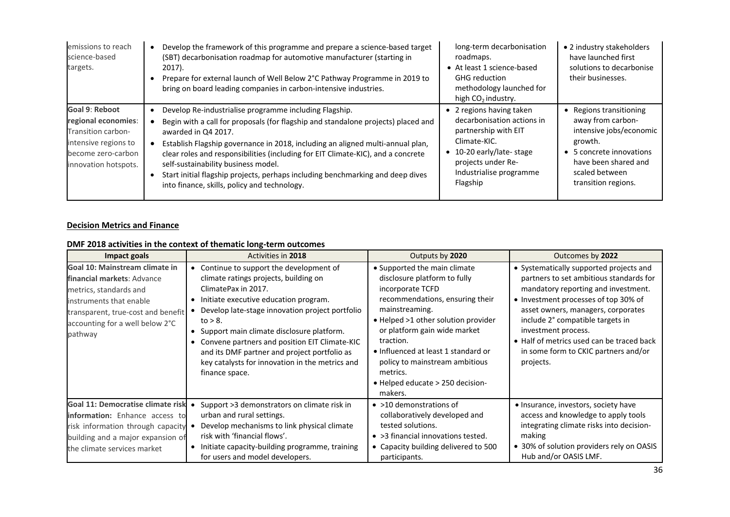| | | | |
|---|---|---|---|
| emissions to reach science-based targets. | • Develop the framework of this programme and prepare a science-based target (SBT) decarbonisation roadmap for automotive manufacturer (starting in 2017).<br>• Prepare for external launch of Well Below 2°C Pathway Programme in 2019 to bring on board leading companies in carbon-intensive industries. | long-term decarbonisation roadmaps.<br>• At least 1 science-based GHG reduction methodology launched for high $CO_2$ industry. | • 2 industry stakeholders have launched first solutions to decarbonise their businesses. |
| **Goal 9**: **Reboot regional economies**: Transition carbon-intensive regions to become zero-carbon innovation hotspots. | • Develop Re-industrialise programme including Flagship.<br>• Begin with a call for proposals (for flagship and standalone projects) placed and awarded in Q4 2017.<br>• Establish Flagship governance in 2018, including an aligned multi-annual plan, clear roles and responsibilities (including for EIT Climate-KIC), and a concrete self-sustainability business model.<br>• Start initial flagship projects, perhaps including benchmarking and deep dives into finance, skills, policy and technology. | • 2 regions having taken decarbonisation actions in partnership with EIT Climate-KIC.<br>• 10-20 early/late- stage projects under Re-Industrialise programme Flagship | • Regions transitioning away from carbon-intensive jobs/economic growth.<br>• 5 concrete innovations have been shared and scaled between transition regions. |

**Decision Metrics and Finance**

**DMF 2018 activities in the context of thematic long-term outcomes**

| Impact goals | Activities in **2018** | Outputs by **2020** | Outcomes by **2022** |
|---|---|---|---|
| **Goal 10: Mainstream climate in financial markets**: Advance metrics, standards and instruments that enable transparent, true-cost and benefit accounting for a well below 2°C pathway | • Continue to support the development of climate ratings projects, building on ClimatePax in 2017.<br>• Initiate executive education program.<br>• Develop late-stage innovation project portfolio to > 8.<br>• Support main climate disclosure platform.<br>• Convene partners and position EIT Climate-KIC and its DMF partner and project portfolio as key catalysts for innovation in the metrics and finance space. | • Supported the main climate disclosure platform to fully incorporate TCFD recommendations, ensuring their mainstreaming.<br>• Helped >1 other solution provider or platform gain wide market traction.<br>• Influenced at least 1 standard or policy to mainstream ambitious metrics.<br>• Helped educate > 250 decision-makers. | • Systematically supported projects and partners to set ambitious standards for mandatory reporting and investment.<br>• Investment processes of top 30% of asset owners, managers, corporates include 2° compatible targets in investment process.<br>• Half of metrics used can be traced back in some form to CKIC partners and/or projects. |
| **Goal 11: Democratise climate risk information:** Enhance access to risk information through capacity building and a major expansion of the climate services market | • Support >3 demonstrators on climate risk in urban and rural settings.<br>• Develop mechanisms to link physical climate risk with 'financial flows'.<br>• Initiate capacity-building programme, training for users and model developers. | • >10 demonstrations of collaboratively developed and tested solutions.<br>• >3 financial innovations tested.<br>• Capacity building delivered to 500 participants. | • Insurance, investors, society have access and knowledge to apply tools integrating climate risks into decision-making<br>• 30% of solution providers rely on OASIS Hub and/or OASIS LMF. |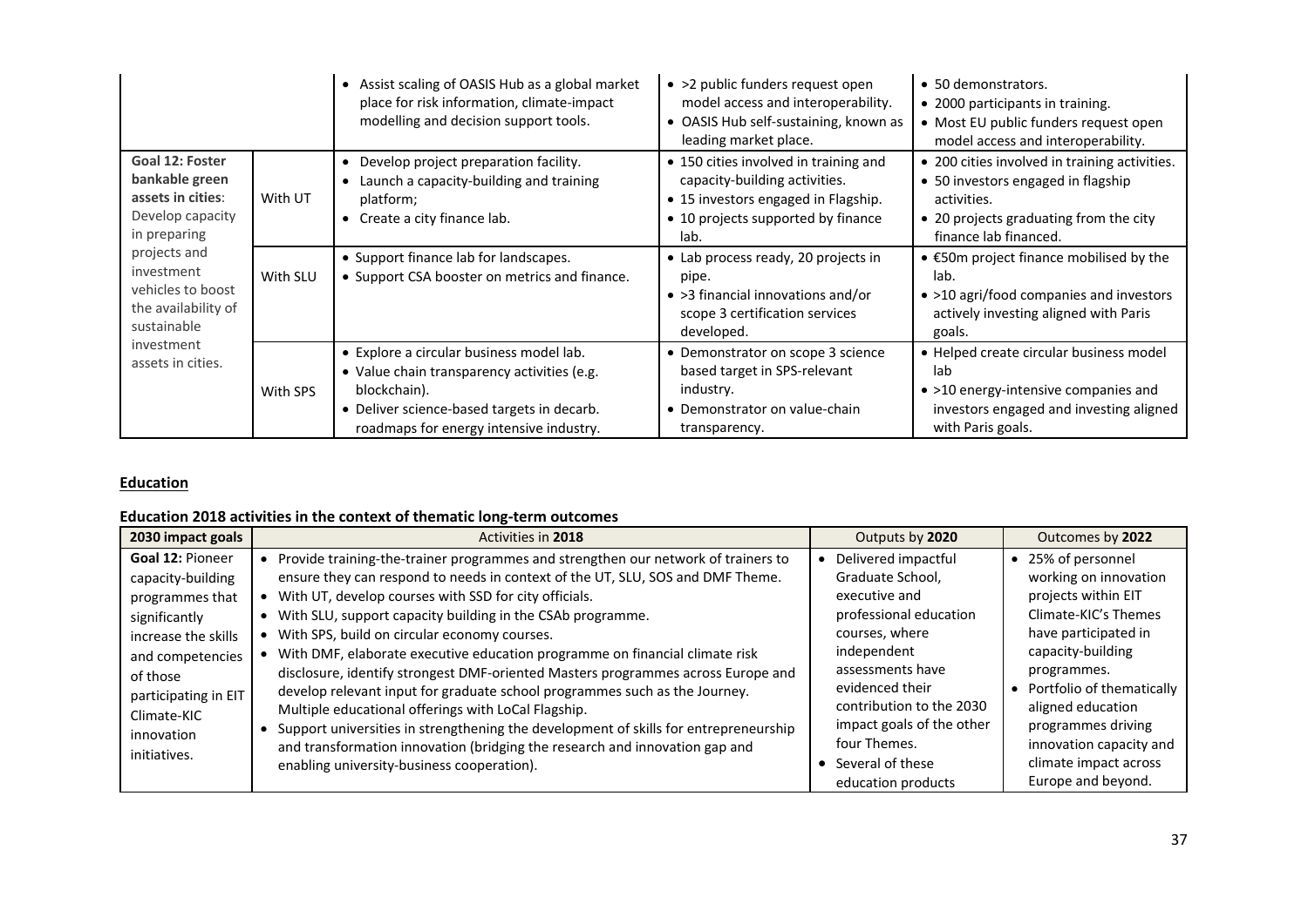| | | | | |
|---|---|---|---|---|
| | | • Assist scaling of OASIS Hub as a global market place for risk information, climate-impact modelling and decision support tools. | • >2 public funders request open model access and interoperability.<br>• OASIS Hub self-sustaining, known as leading market place. | • 50 demonstrators.<br>• 2000 participants in training.<br>• Most EU public funders request open model access and interoperability. |
| **Goal 12: Foster bankable green assets in cities**: Develop capacity in preparing projects and investment vehicles to boost the availability of sustainable investment assets in cities. | With UT | • Develop project preparation facility.<br>• Launch a capacity-building and training platform;<br>• Create a city finance lab. | • 150 cities involved in training and capacity-building activities.<br>• 15 investors engaged in Flagship.<br>• 10 projects supported by finance lab. | • 200 cities involved in training activities.<br>• 50 investors engaged in flagship activities.<br>• 20 projects graduating from the city finance lab financed. |
| | With SLU | • Support finance lab for landscapes.<br>• Support CSA booster on metrics and finance. | • Lab process ready, 20 projects in pipe.<br>• >3 financial innovations and/or scope 3 certification services developed. | • €50m project finance mobilised by the lab.<br>• >10 agri/food companies and investors actively investing aligned with Paris goals. |
| | With SPS | • Explore a circular business model lab.<br>• Value chain transparency activities (e.g. blockchain).<br>• Deliver science-based targets in decarb. roadmaps for energy intensive industry. | • Demonstrator on scope 3 science based target in SPS-relevant industry.<br>• Demonstrator on value-chain transparency. | • Helped create circular business model lab<br>• >10 energy-intensive companies and investors engaged and investing aligned with Paris goals. |

**Education**

**Education 2018 activities in the context of thematic long-term outcomes**

| 2030 impact goals | Activities in **2018** | Outputs by **2020** | Outcomes by **2022** |
|---|---|---|---|
| **Goal 12:** Pioneer capacity-building programmes that significantly increase the skills and competencies of those participating in EIT Climate-KIC innovation initiatives. | • Provide training-the-trainer programmes and strengthen our network of trainers to ensure they can respond to needs in context of the UT, SLU, SOS and DMF Theme.<br>• With UT, develop courses with SSD for city officials.<br>• With SLU, support capacity building in the CSAb programme.<br>• With SPS, build on circular economy courses.<br>• With DMF, elaborate executive education programme on financial climate risk disclosure, identify strongest DMF-oriented Masters programmes across Europe and develop relevant input for graduate school programmes such as the Journey. Multiple educational offerings with LoCal Flagship.<br>• Support universities in strengthening the development of skills for entrepreneurship and transformation innovation (bridging the research and innovation gap and enabling university-business cooperation). | • Delivered impactful Graduate School, executive and professional education courses, where independent assessments have evidenced their contribution to the 2030 impact goals of the other four Themes.<br>• Several of these education products | • 25% of personnel working on innovation projects within EIT Climate-KIC's Themes have participated in capacity-building programmes.<br>• Portfolio of thematically aligned education programmes driving innovation capacity and climate impact across Europe and beyond. |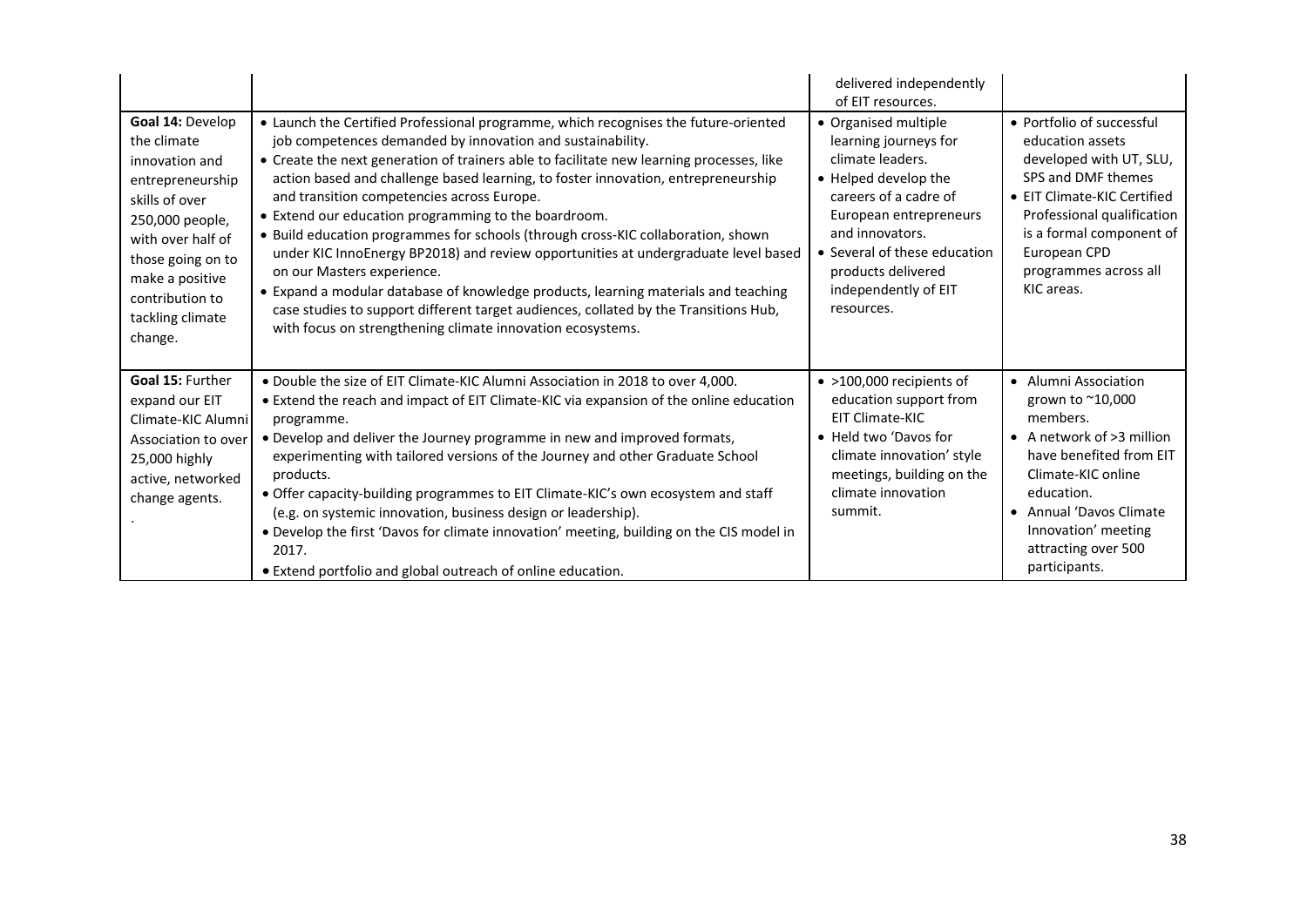| | | | |
|---|---|---|---|
| | | delivered independently of EIT resources. | |
| **Goal 14:** Develop the climate innovation and entrepreneurship skills of over 250,000 people, with over half of those going on to make a positive contribution to tackling climate change. | • Launch the Certified Professional programme, which recognises the future-oriented job competences demanded by innovation and sustainability.<br>• Create the next generation of trainers able to facilitate new learning processes, like action based and challenge based learning, to foster innovation, entrepreneurship and transition competencies across Europe.<br>• Extend our education programming to the boardroom.<br>• Build education programmes for schools (through cross-KIC collaboration, shown under KIC InnoEnergy BP2018) and review opportunities at undergraduate level based on our Masters experience.<br>• Expand a modular database of knowledge products, learning materials and teaching case studies to support different target audiences, collated by the Transitions Hub, with focus on strengthening climate innovation ecosystems. | • Organised multiple learning journeys for climate leaders.<br>• Helped develop the careers of a cadre of European entrepreneurs and innovators.<br>• Several of these education products delivered independently of EIT resources. | • Portfolio of successful education assets developed with UT, SLU, SPS and DMF themes<br>• EIT Climate-KIC Certified Professional qualification is a formal component of European CPD programmes across all KIC areas. |
| **Goal 15:** Further expand our EIT Climate-KIC Alumni Association to over 25,000 highly active, networked change agents.<br>. | • Double the size of EIT Climate-KIC Alumni Association in 2018 to over 4,000.<br>• Extend the reach and impact of EIT Climate-KIC via expansion of the online education programme.<br>• Develop and deliver the Journey programme in new and improved formats, experimenting with tailored versions of the Journey and other Graduate School products.<br>• Offer capacity-building programmes to EIT Climate-KIC's own ecosystem and staff (e.g. on systemic innovation, business design or leadership).<br>• Develop the first 'Davos for climate innovation' meeting, building on the CIS model in 2017.<br>• Extend portfolio and global outreach of online education. | • >100,000 recipients of education support from EIT Climate-KIC<br>• Held two 'Davos for climate innovation' style meetings, building on the climate innovation summit. | • Alumni Association grown to ~10,000 members.<br>• A network of >3 million have benefited from EIT Climate-KIC online education.<br>• Annual 'Davos Climate Innovation' meeting attracting over 500 participants. |